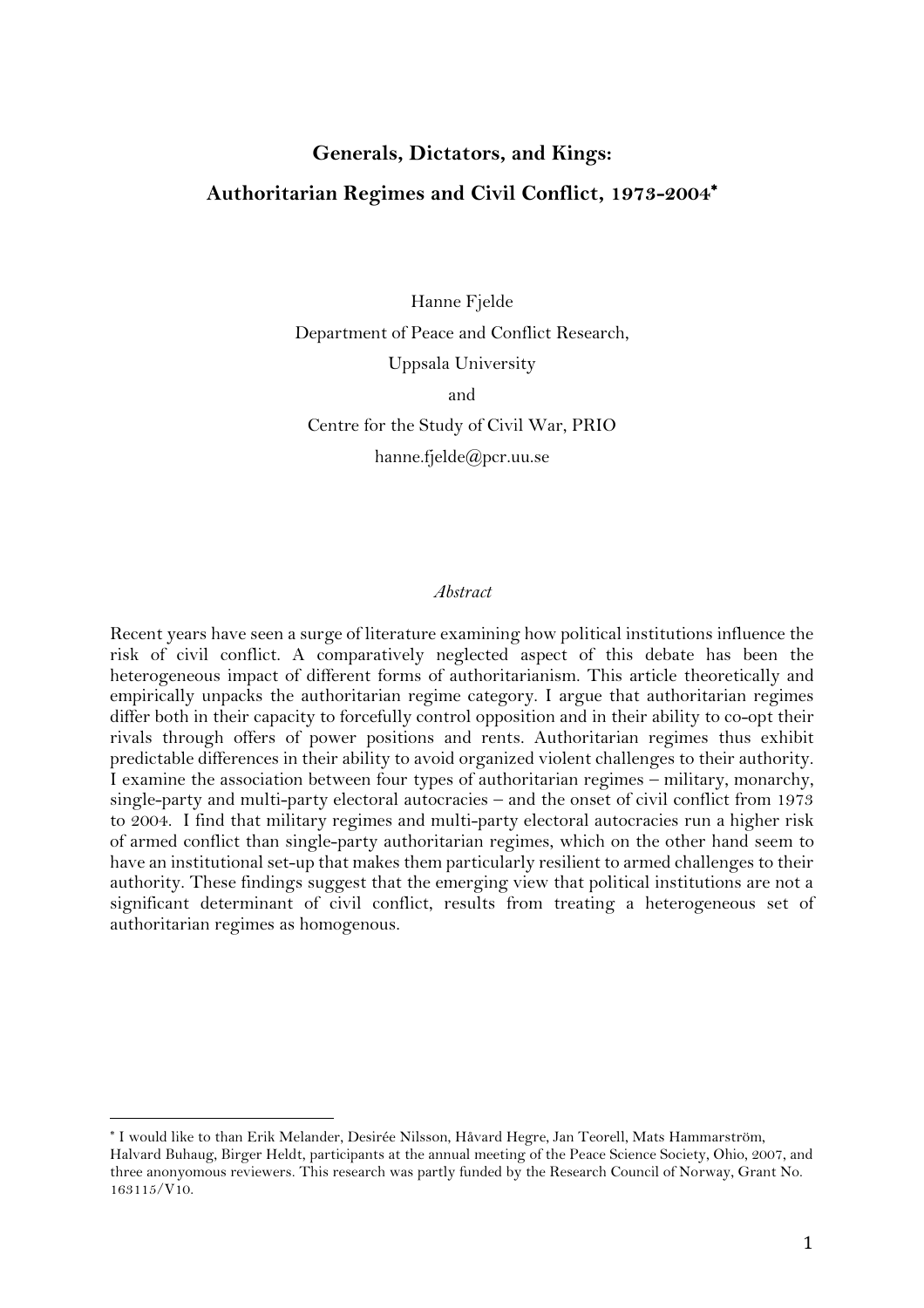# Generals, Dictators, and Kings:
## Authoritarian Regimes and Civil Conflict, 1973-2004*

Hanne Fjelde
Department of Peace and Conflict Research,
Uppsala University
and
Centre for the Study of Civil War, PRIO
hanne.fjelde@pcr.uu.se

*Abstract*

Recent years have seen a surge of literature examining how political institutions influence the risk of civil conflict. A comparatively neglected aspect of this debate has been the heterogeneous impact of different forms of authoritarianism. This article theoretically and empirically unpacks the authoritarian regime category. I argue that authoritarian regimes differ both in their capacity to forcefully control opposition and in their ability to co-opt their rivals through offers of power positions and rents. Authoritarian regimes thus exhibit predictable differences in their ability to avoid organized violent challenges to their authority. I examine the association between four types of authoritarian regimes – military, monarchy, single-party and multi-party electoral autocracies – and the onset of civil conflict from 1973 to 2004. I find that military regimes and multi-party electoral autocracies run a higher risk of armed conflict than single-party authoritarian regimes, which on the other hand seem to have an institutional set-up that makes them particularly resilient to armed challenges to their authority. These findings suggest that the emerging view that political institutions are not a significant determinant of civil conflict, results from treating a heterogeneous set of authoritarian regimes as homogenous.

---

* I would like to than Erik Melander, Desirée Nilsson, Håvard Hegre, Jan Teorell, Mats Hammarström, Halvard Buhaug, Birger Heldt, participants at the annual meeting of the Peace Science Society, Ohio, 2007, and three anonyomous reviewers. This research was partly funded by the Research Council of Norway, Grant No. 163115/V10.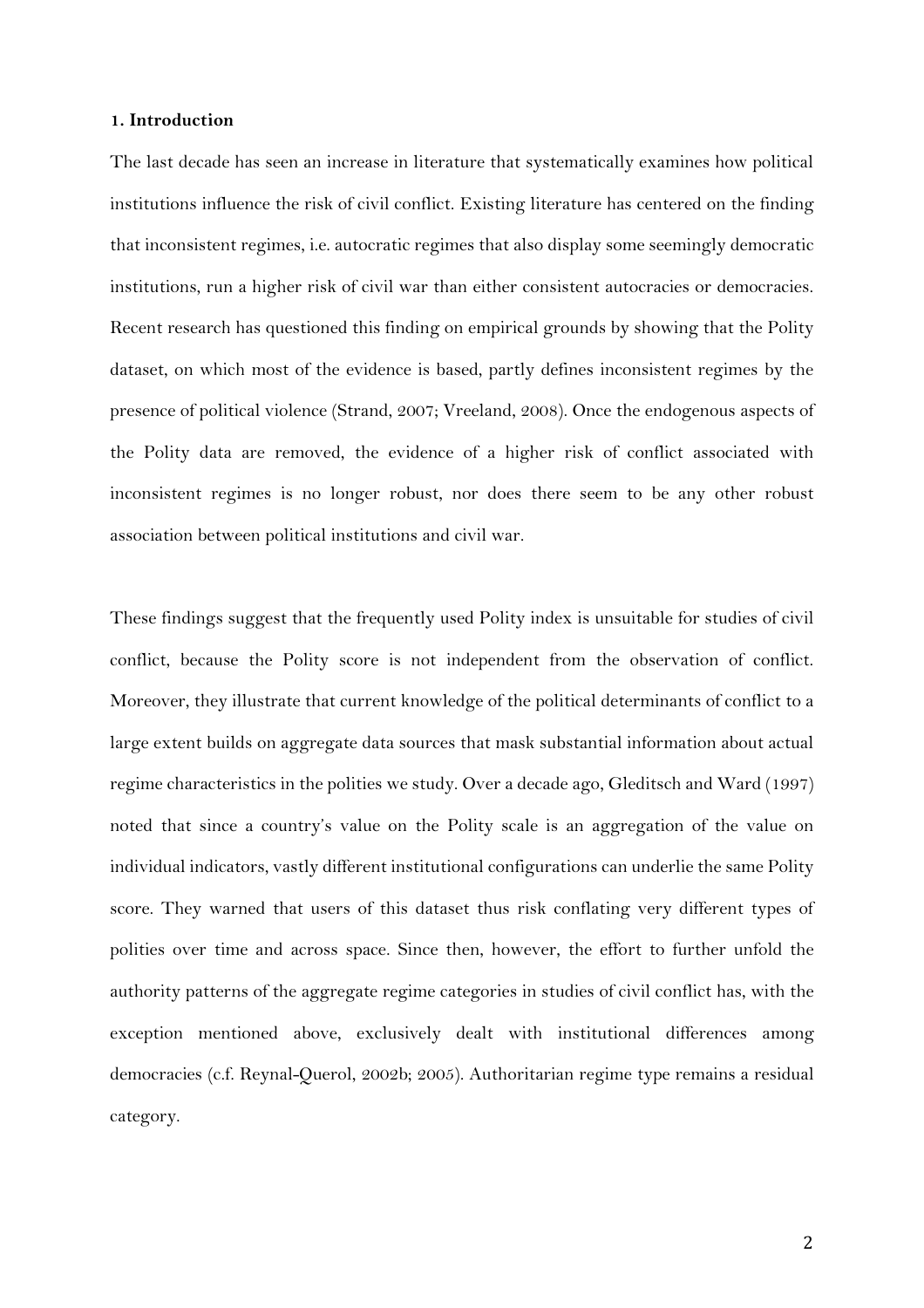## 1. Introduction

The last decade has seen an increase in literature that systematically examines how political institutions influence the risk of civil conflict. Existing literature has centered on the finding that inconsistent regimes, i.e. autocratic regimes that also display some seemingly democratic institutions, run a higher risk of civil war than either consistent autocracies or democracies. Recent research has questioned this finding on empirical grounds by showing that the Polity dataset, on which most of the evidence is based, partly defines inconsistent regimes by the presence of political violence (Strand, 2007; Vreeland, 2008). Once the endogenous aspects of the Polity data are removed, the evidence of a higher risk of conflict associated with inconsistent regimes is no longer robust, nor does there seem to be any other robust association between political institutions and civil war.

These findings suggest that the frequently used Polity index is unsuitable for studies of civil conflict, because the Polity score is not independent from the observation of conflict. Moreover, they illustrate that current knowledge of the political determinants of conflict to a large extent builds on aggregate data sources that mask substantial information about actual regime characteristics in the polities we study. Over a decade ago, Gleditsch and Ward (1997) noted that since a country's value on the Polity scale is an aggregation of the value on individual indicators, vastly different institutional configurations can underlie the same Polity score. They warned that users of this dataset thus risk conflating very different types of polities over time and across space. Since then, however, the effort to further unfold the authority patterns of the aggregate regime categories in studies of civil conflict has, with the exception mentioned above, exclusively dealt with institutional differences among democracies (c.f. Reynal-Querol, 2002b; 2005). Authoritarian regime type remains a residual category.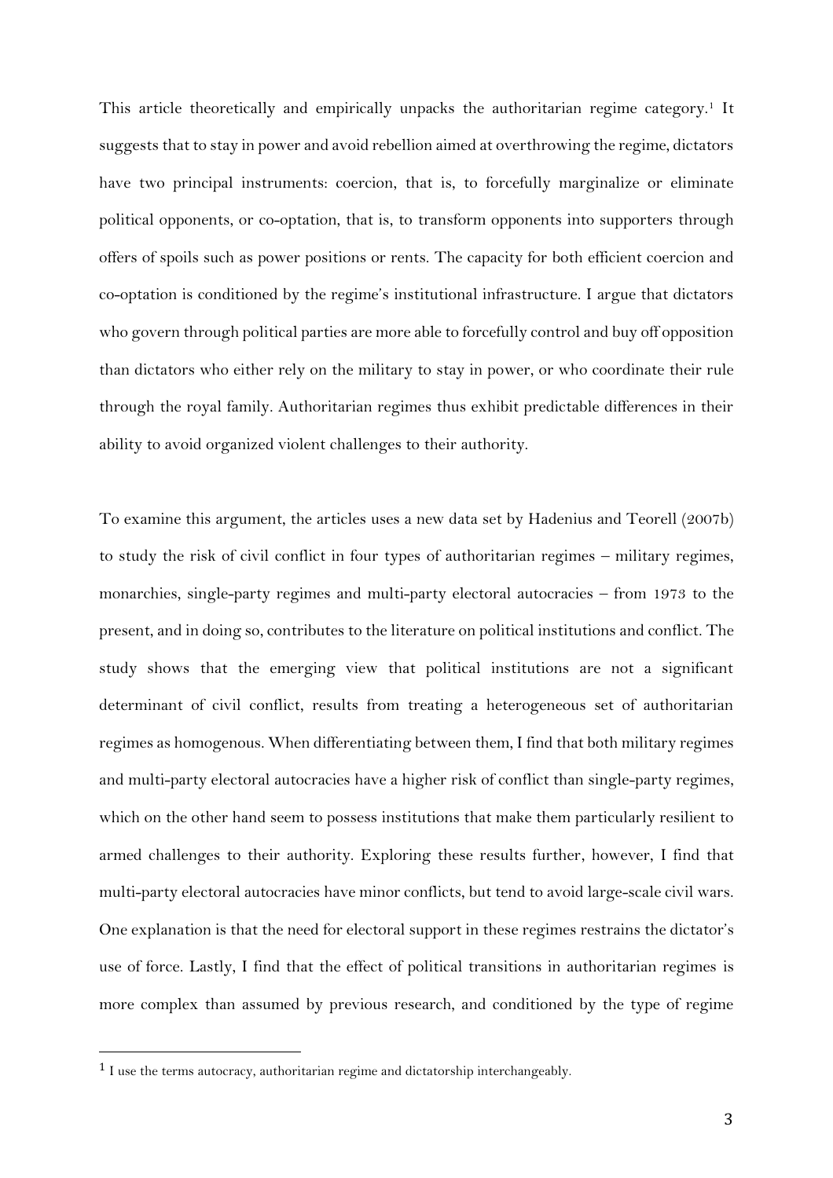This article theoretically and empirically unpacks the authoritarian regime category.[1] It suggests that to stay in power and avoid rebellion aimed at overthrowing the regime, dictators have two principal instruments: coercion, that is, to forcefully marginalize or eliminate political opponents, or co-optation, that is, to transform opponents into supporters through offers of spoils such as power positions or rents. The capacity for both efficient coercion and co-optation is conditioned by the regime's institutional infrastructure. I argue that dictators who govern through political parties are more able to forcefully control and buy off opposition than dictators who either rely on the military to stay in power, or who coordinate their rule through the royal family. Authoritarian regimes thus exhibit predictable differences in their ability to avoid organized violent challenges to their authority.

To examine this argument, the articles uses a new data set by Hadenius and Teorell (2007b) to study the risk of civil conflict in four types of authoritarian regimes – military regimes, monarchies, single-party regimes and multi-party electoral autocracies – from 1973 to the present, and in doing so, contributes to the literature on political institutions and conflict. The study shows that the emerging view that political institutions are not a significant determinant of civil conflict, results from treating a heterogeneous set of authoritarian regimes as homogenous. When differentiating between them, I find that both military regimes and multi-party electoral autocracies have a higher risk of conflict than single-party regimes, which on the other hand seem to possess institutions that make them particularly resilient to armed challenges to their authority. Exploring these results further, however, I find that multi-party electoral autocracies have minor conflicts, but tend to avoid large-scale civil wars. One explanation is that the need for electoral support in these regimes restrains the dictator's use of force. Lastly, I find that the effect of political transitions in authoritarian regimes is more complex than assumed by previous research, and conditioned by the type of regime

[1] I use the terms autocracy, authoritarian regime and dictatorship interchangeably.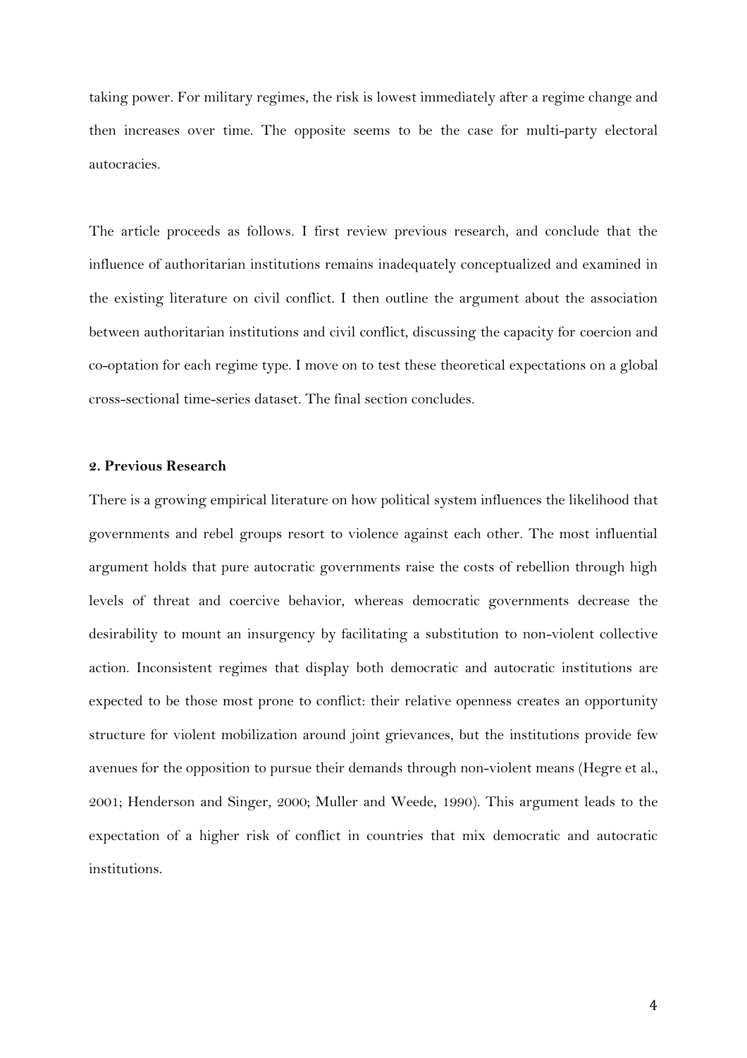taking power. For military regimes, the risk is lowest immediately after a regime change and then increases over time. The opposite seems to be the case for multi-party electoral autocracies.

The article proceeds as follows. I first review previous research, and conclude that the influence of authoritarian institutions remains inadequately conceptualized and examined in the existing literature on civil conflict. I then outline the argument about the association between authoritarian institutions and civil conflict, discussing the capacity for coercion and co-optation for each regime type. I move on to test these theoretical expectations on a global cross-sectional time-series dataset. The final section concludes.

## 2. Previous Research

There is a growing empirical literature on how political system influences the likelihood that governments and rebel groups resort to violence against each other. The most influential argument holds that pure autocratic governments raise the costs of rebellion through high levels of threat and coercive behavior, whereas democratic governments decrease the desirability to mount an insurgency by facilitating a substitution to non-violent collective action. Inconsistent regimes that display both democratic and autocratic institutions are expected to be those most prone to conflict: their relative openness creates an opportunity structure for violent mobilization around joint grievances, but the institutions provide few avenues for the opposition to pursue their demands through non-violent means (Hegre et al., 2001; Henderson and Singer, 2000; Muller and Weede, 1990). This argument leads to the expectation of a higher risk of conflict in countries that mix democratic and autocratic institutions.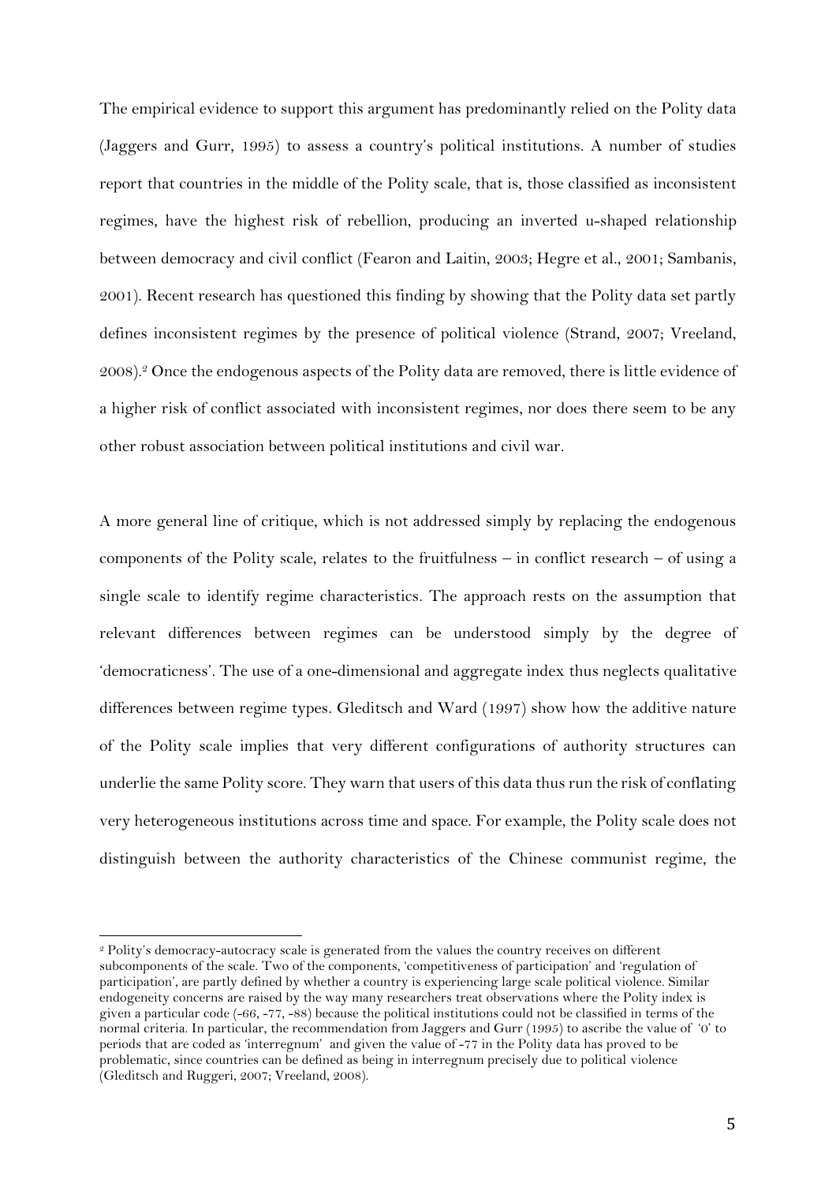The empirical evidence to support this argument has predominantly relied on the Polity data (Jaggers and Gurr, 1995) to assess a country's political institutions. A number of studies report that countries in the middle of the Polity scale, that is, those classified as inconsistent regimes, have the highest risk of rebellion, producing an inverted u-shaped relationship between democracy and civil conflict (Fearon and Laitin, 2003; Hegre et al., 2001; Sambanis, 2001). Recent research has questioned this finding by showing that the Polity data set partly defines inconsistent regimes by the presence of political violence (Strand, 2007; Vreeland, 2008).[2] Once the endogenous aspects of the Polity data are removed, there is little evidence of a higher risk of conflict associated with inconsistent regimes, nor does there seem to be any other robust association between political institutions and civil war.

A more general line of critique, which is not addressed simply by replacing the endogenous components of the Polity scale, relates to the fruitfulness – in conflict research – of using a single scale to identify regime characteristics. The approach rests on the assumption that relevant differences between regimes can be understood simply by the degree of 'democraticness'. The use of a one-dimensional and aggregate index thus neglects qualitative differences between regime types. Gleditsch and Ward (1997) show how the additive nature of the Polity scale implies that very different configurations of authority structures can underlie the same Polity score. They warn that users of this data thus run the risk of conflating very heterogeneous institutions across time and space. For example, the Polity scale does not distinguish between the authority characteristics of the Chinese communist regime, the

[2] Polity's democracy-autocracy scale is generated from the values the country receives on different subcomponents of the scale. Two of the components, 'competitiveness of participation' and 'regulation of participation', are partly defined by whether a country is experiencing large scale political violence. Similar endogeneity concerns are raised by the way many researchers treat observations where the Polity index is given a particular code (-66, -77, -88) because the political institutions could not be classified in terms of the normal criteria. In particular, the recommendation from Jaggers and Gurr (1995) to ascribe the value of '0' to periods that are coded as 'interregnum' and given the value of -77 in the Polity data has proved to be problematic, since countries can be defined as being in interregnum precisely due to political violence (Gleditsch and Ruggeri, 2007; Vreeland, 2008).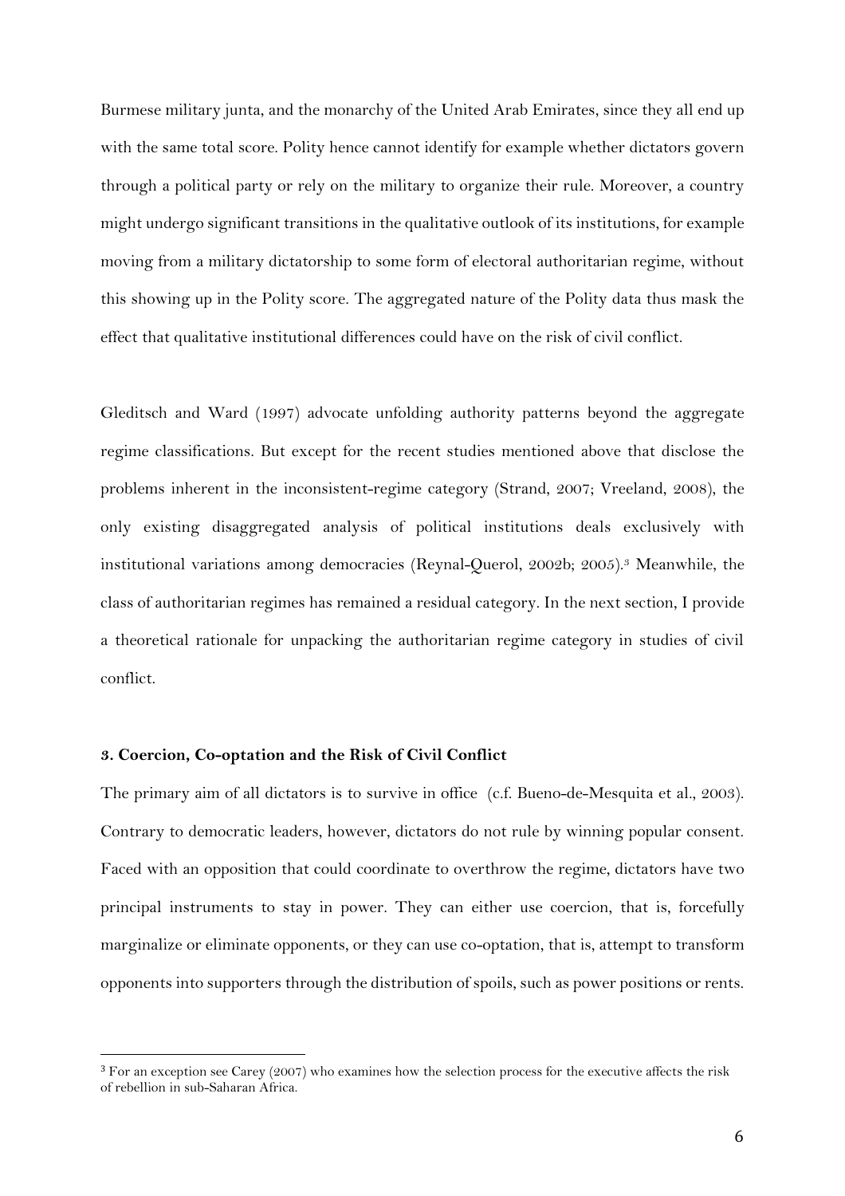Burmese military junta, and the monarchy of the United Arab Emirates, since they all end up with the same total score. Polity hence cannot identify for example whether dictators govern through a political party or rely on the military to organize their rule. Moreover, a country might undergo significant transitions in the qualitative outlook of its institutions, for example moving from a military dictatorship to some form of electoral authoritarian regime, without this showing up in the Polity score. The aggregated nature of the Polity data thus mask the effect that qualitative institutional differences could have on the risk of civil conflict.

Gleditsch and Ward (1997) advocate unfolding authority patterns beyond the aggregate regime classifications. But except for the recent studies mentioned above that disclose the problems inherent in the inconsistent-regime category (Strand, 2007; Vreeland, 2008), the only existing disaggregated analysis of political institutions deals exclusively with institutional variations among democracies (Reynal-Querol, 2002b; 2005).[3] Meanwhile, the class of authoritarian regimes has remained a residual category. In the next section, I provide a theoretical rationale for unpacking the authoritarian regime category in studies of civil conflict.

## 3. Coercion, Co-optation and the Risk of Civil Conflict

The primary aim of all dictators is to survive in office (c.f. Bueno-de-Mesquita et al., 2003). Contrary to democratic leaders, however, dictators do not rule by winning popular consent. Faced with an opposition that could coordinate to overthrow the regime, dictators have two principal instruments to stay in power. They can either use coercion, that is, forcefully marginalize or eliminate opponents, or they can use co-optation, that is, attempt to transform opponents into supporters through the distribution of spoils, such as power positions or rents.

[3] For an exception see Carey (2007) who examines how the selection process for the executive affects the risk of rebellion in sub-Saharan Africa.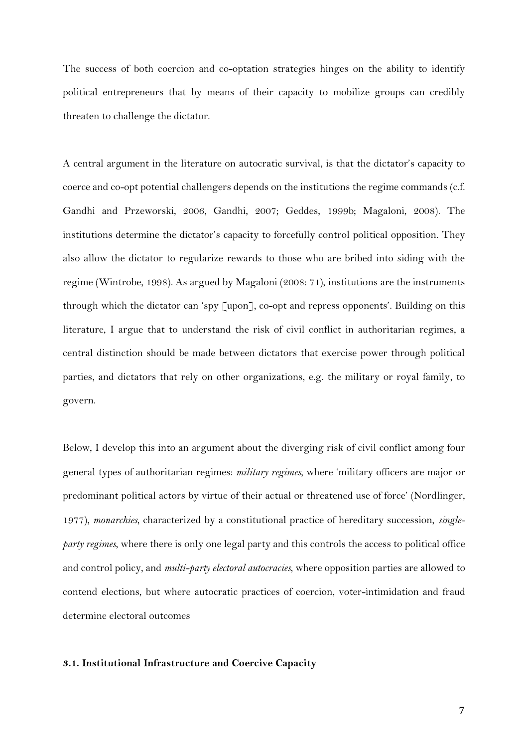The success of both coercion and co-optation strategies hinges on the ability to identify political entrepreneurs that by means of their capacity to mobilize groups can credibly threaten to challenge the dictator.

A central argument in the literature on autocratic survival, is that the dictator's capacity to coerce and co-opt potential challengers depends on the institutions the regime commands (c.f. Gandhi and Przeworski, 2006, Gandhi, 2007; Geddes, 1999b; Magaloni, 2008). The institutions determine the dictator's capacity to forcefully control political opposition. They also allow the dictator to regularize rewards to those who are bribed into siding with the regime (Wintrobe, 1998). As argued by Magaloni (2008: 71), institutions are the instruments through which the dictator can 'spy [upon], co-opt and repress opponents'. Building on this literature, I argue that to understand the risk of civil conflict in authoritarian regimes, a central distinction should be made between dictators that exercise power through political parties, and dictators that rely on other organizations, e.g. the military or royal family, to govern.

Below, I develop this into an argument about the diverging risk of civil conflict among four general types of authoritarian regimes: *military regimes*, where 'military officers are major or predominant political actors by virtue of their actual or threatened use of force' (Nordlinger, 1977), *monarchies*, characterized by a constitutional practice of hereditary succession, *single-party regimes*, where there is only one legal party and this controls the access to political office and control policy, and *multi-party electoral autocracies*, where opposition parties are allowed to contend elections, but where autocratic practices of coercion, voter-intimidation and fraud determine electoral outcomes

### 3.1. Institutional Infrastructure and Coercive Capacity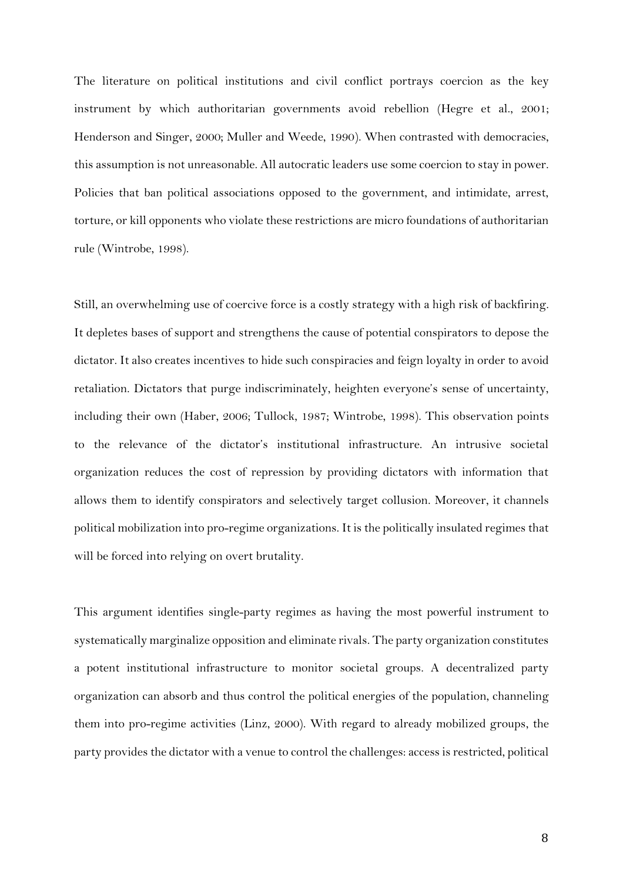The literature on political institutions and civil conflict portrays coercion as the key instrument by which authoritarian governments avoid rebellion (Hegre et al., 2001; Henderson and Singer, 2000; Muller and Weede, 1990). When contrasted with democracies, this assumption is not unreasonable. All autocratic leaders use some coercion to stay in power. Policies that ban political associations opposed to the government, and intimidate, arrest, torture, or kill opponents who violate these restrictions are micro foundations of authoritarian rule (Wintrobe, 1998).

Still, an overwhelming use of coercive force is a costly strategy with a high risk of backfiring. It depletes bases of support and strengthens the cause of potential conspirators to depose the dictator. It also creates incentives to hide such conspiracies and feign loyalty in order to avoid retaliation. Dictators that purge indiscriminately, heighten everyone's sense of uncertainty, including their own (Haber, 2006; Tullock, 1987; Wintrobe, 1998). This observation points to the relevance of the dictator's institutional infrastructure. An intrusive societal organization reduces the cost of repression by providing dictators with information that allows them to identify conspirators and selectively target collusion. Moreover, it channels political mobilization into pro-regime organizations. It is the politically insulated regimes that will be forced into relying on overt brutality.

This argument identifies single-party regimes as having the most powerful instrument to systematically marginalize opposition and eliminate rivals. The party organization constitutes a potent institutional infrastructure to monitor societal groups. A decentralized party organization can absorb and thus control the political energies of the population, channeling them into pro-regime activities (Linz, 2000). With regard to already mobilized groups, the party provides the dictator with a venue to control the challenges: access is restricted, political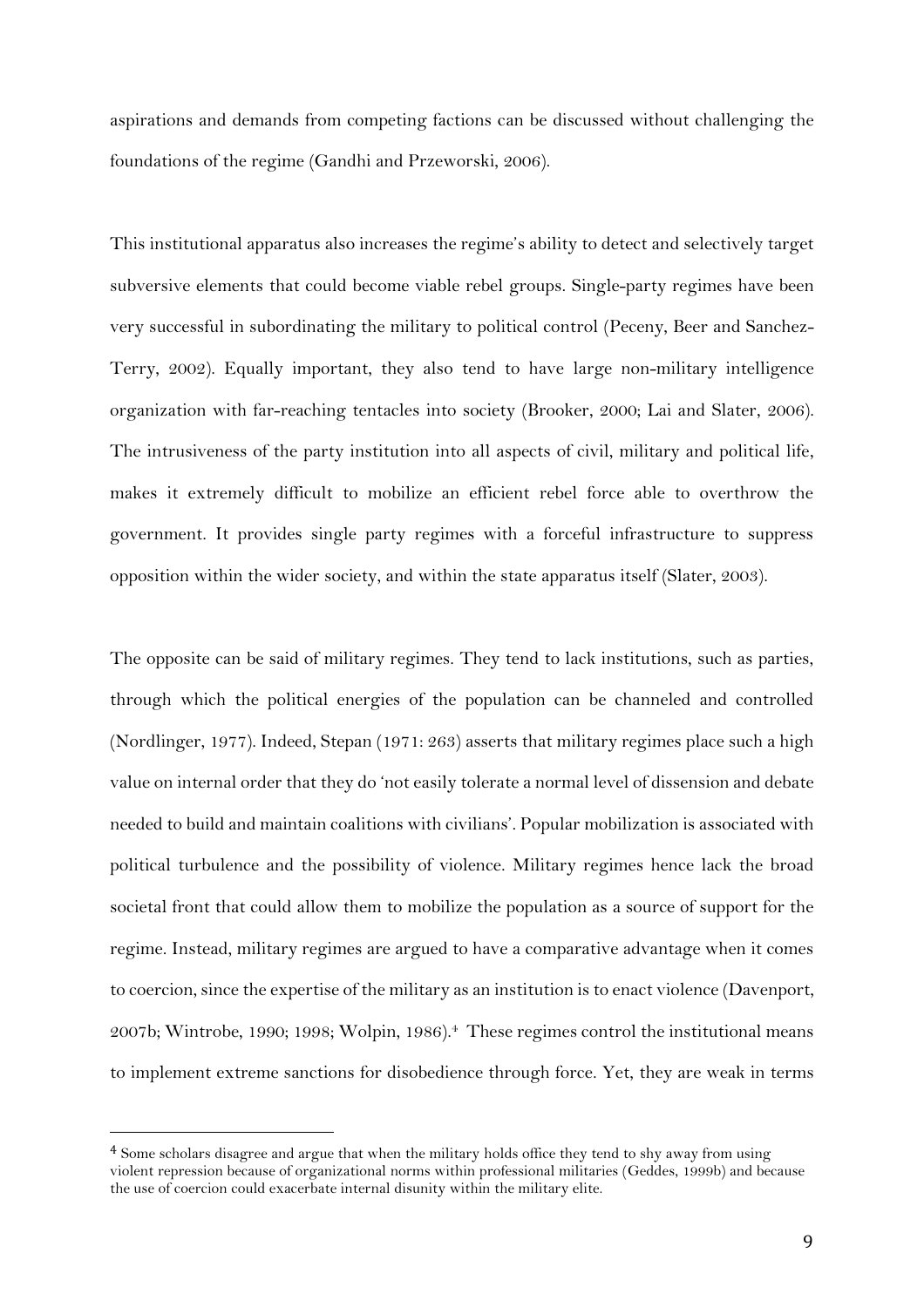aspirations and demands from competing factions can be discussed without challenging the foundations of the regime (Gandhi and Przeworski, 2006).

This institutional apparatus also increases the regime's ability to detect and selectively target subversive elements that could become viable rebel groups. Single-party regimes have been very successful in subordinating the military to political control (Peceny, Beer and Sanchez-Terry, 2002). Equally important, they also tend to have large non-military intelligence organization with far-reaching tentacles into society (Brooker, 2000; Lai and Slater, 2006). The intrusiveness of the party institution into all aspects of civil, military and political life, makes it extremely difficult to mobilize an efficient rebel force able to overthrow the government. It provides single party regimes with a forceful infrastructure to suppress opposition within the wider society, and within the state apparatus itself (Slater, 2003).

The opposite can be said of military regimes. They tend to lack institutions, such as parties, through which the political energies of the population can be channeled and controlled (Nordlinger, 1977). Indeed, Stepan (1971: 263) asserts that military regimes place such a high value on internal order that they do 'not easily tolerate a normal level of dissension and debate needed to build and maintain coalitions with civilians'. Popular mobilization is associated with political turbulence and the possibility of violence. Military regimes hence lack the broad societal front that could allow them to mobilize the population as a source of support for the regime. Instead, military regimes are argued to have a comparative advantage when it comes to coercion, since the expertise of the military as an institution is to enact violence (Davenport, 2007b; Wintrobe, 1990; 1998; Wolpin, 1986).[4] These regimes control the institutional means to implement extreme sanctions for disobedience through force. Yet, they are weak in terms

[4] Some scholars disagree and argue that when the military holds office they tend to shy away from using violent repression because of organizational norms within professional militaries (Geddes, 1999b) and because the use of coercion could exacerbate internal disunity within the military elite.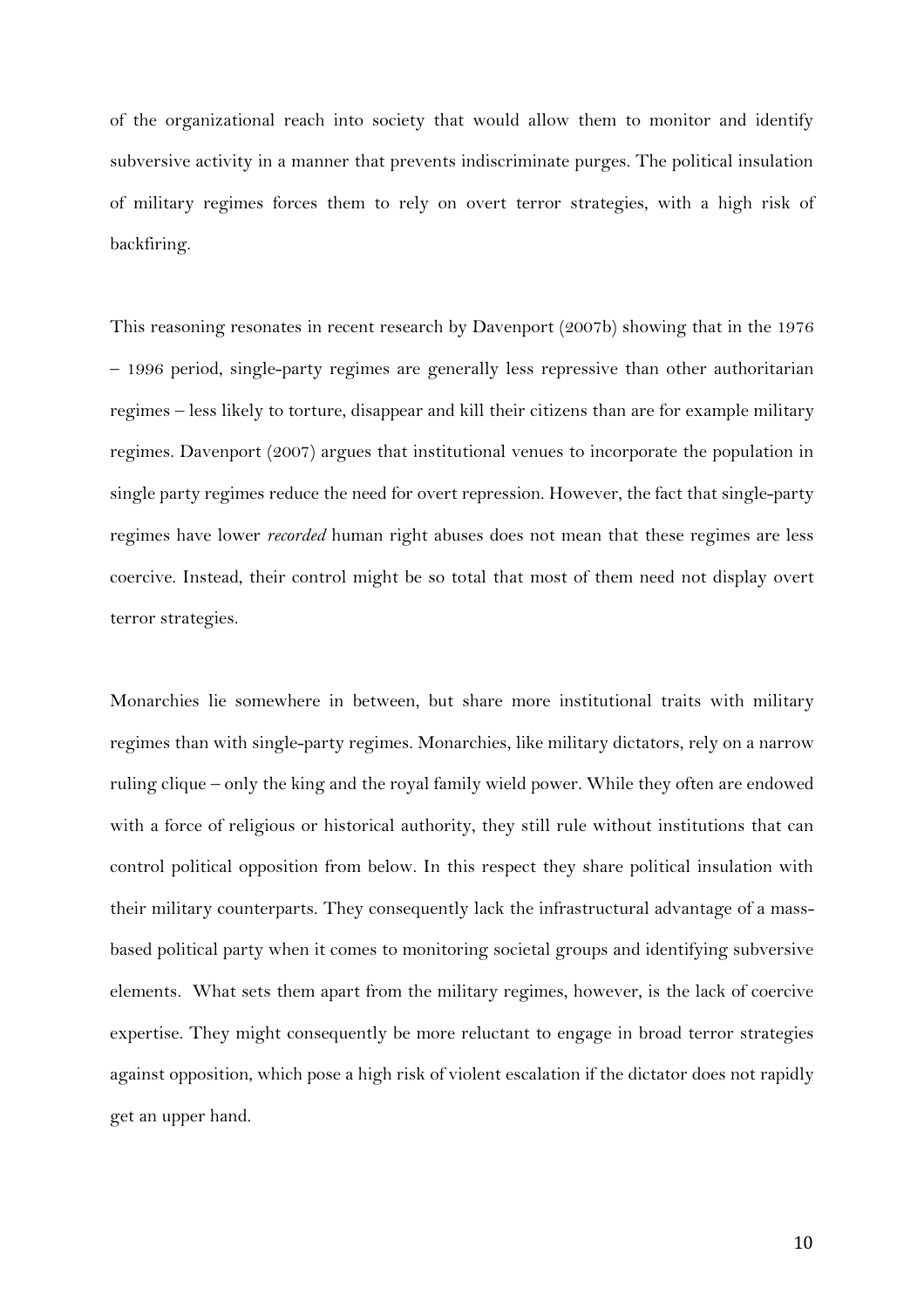of the organizational reach into society that would allow them to monitor and identify subversive activity in a manner that prevents indiscriminate purges. The political insulation of military regimes forces them to rely on overt terror strategies, with a high risk of backfiring.

This reasoning resonates in recent research by Davenport (2007b) showing that in the 1976 – 1996 period, single-party regimes are generally less repressive than other authoritarian regimes – less likely to torture, disappear and kill their citizens than are for example military regimes. Davenport (2007) argues that institutional venues to incorporate the population in single party regimes reduce the need for overt repression. However, the fact that single-party regimes have lower *recorded* human right abuses does not mean that these regimes are less coercive. Instead, their control might be so total that most of them need not display overt terror strategies.

Monarchies lie somewhere in between, but share more institutional traits with military regimes than with single-party regimes. Monarchies, like military dictators, rely on a narrow ruling clique – only the king and the royal family wield power. While they often are endowed with a force of religious or historical authority, they still rule without institutions that can control political opposition from below. In this respect they share political insulation with their military counterparts. They consequently lack the infrastructural advantage of a mass-based political party when it comes to monitoring societal groups and identifying subversive elements. What sets them apart from the military regimes, however, is the lack of coercive expertise. They might consequently be more reluctant to engage in broad terror strategies against opposition, which pose a high risk of violent escalation if the dictator does not rapidly get an upper hand.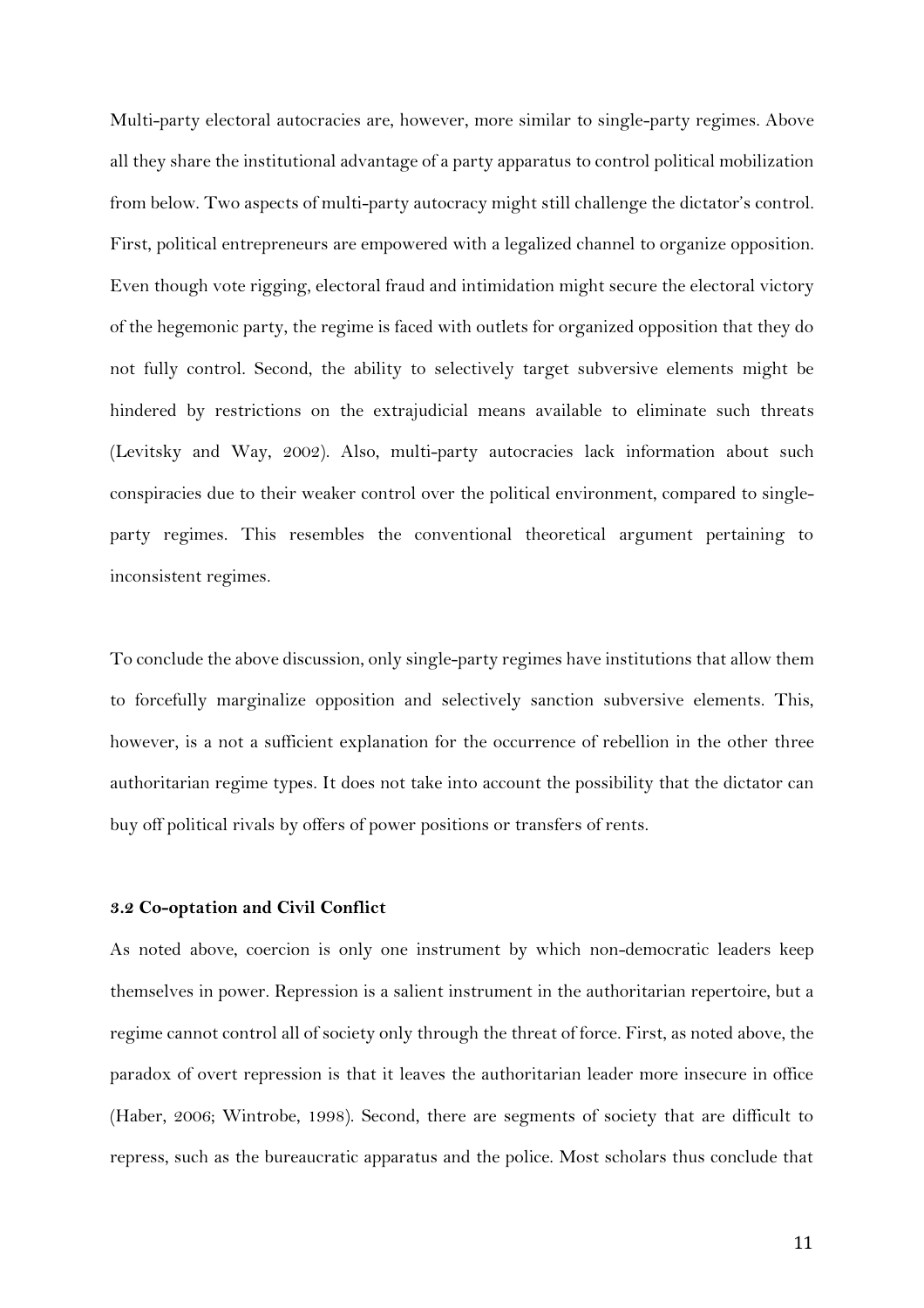Multi-party electoral autocracies are, however, more similar to single-party regimes. Above all they share the institutional advantage of a party apparatus to control political mobilization from below. Two aspects of multi-party autocracy might still challenge the dictator's control. First, political entrepreneurs are empowered with a legalized channel to organize opposition. Even though vote rigging, electoral fraud and intimidation might secure the electoral victory of the hegemonic party, the regime is faced with outlets for organized opposition that they do not fully control. Second, the ability to selectively target subversive elements might be hindered by restrictions on the extrajudicial means available to eliminate such threats (Levitsky and Way, 2002). Also, multi-party autocracies lack information about such conspiracies due to their weaker control over the political environment, compared to single-party regimes. This resembles the conventional theoretical argument pertaining to inconsistent regimes.

To conclude the above discussion, only single-party regimes have institutions that allow them to forcefully marginalize opposition and selectively sanction subversive elements. This, however, is a not a sufficient explanation for the occurrence of rebellion in the other three authoritarian regime types. It does not take into account the possibility that the dictator can buy off political rivals by offers of power positions or transfers of rents.

### 3.2 Co-optation and Civil Conflict

As noted above, coercion is only one instrument by which non-democratic leaders keep themselves in power. Repression is a salient instrument in the authoritarian repertoire, but a regime cannot control all of society only through the threat of force. First, as noted above, the paradox of overt repression is that it leaves the authoritarian leader more insecure in office (Haber, 2006; Wintrobe, 1998). Second, there are segments of society that are difficult to repress, such as the bureaucratic apparatus and the police. Most scholars thus conclude that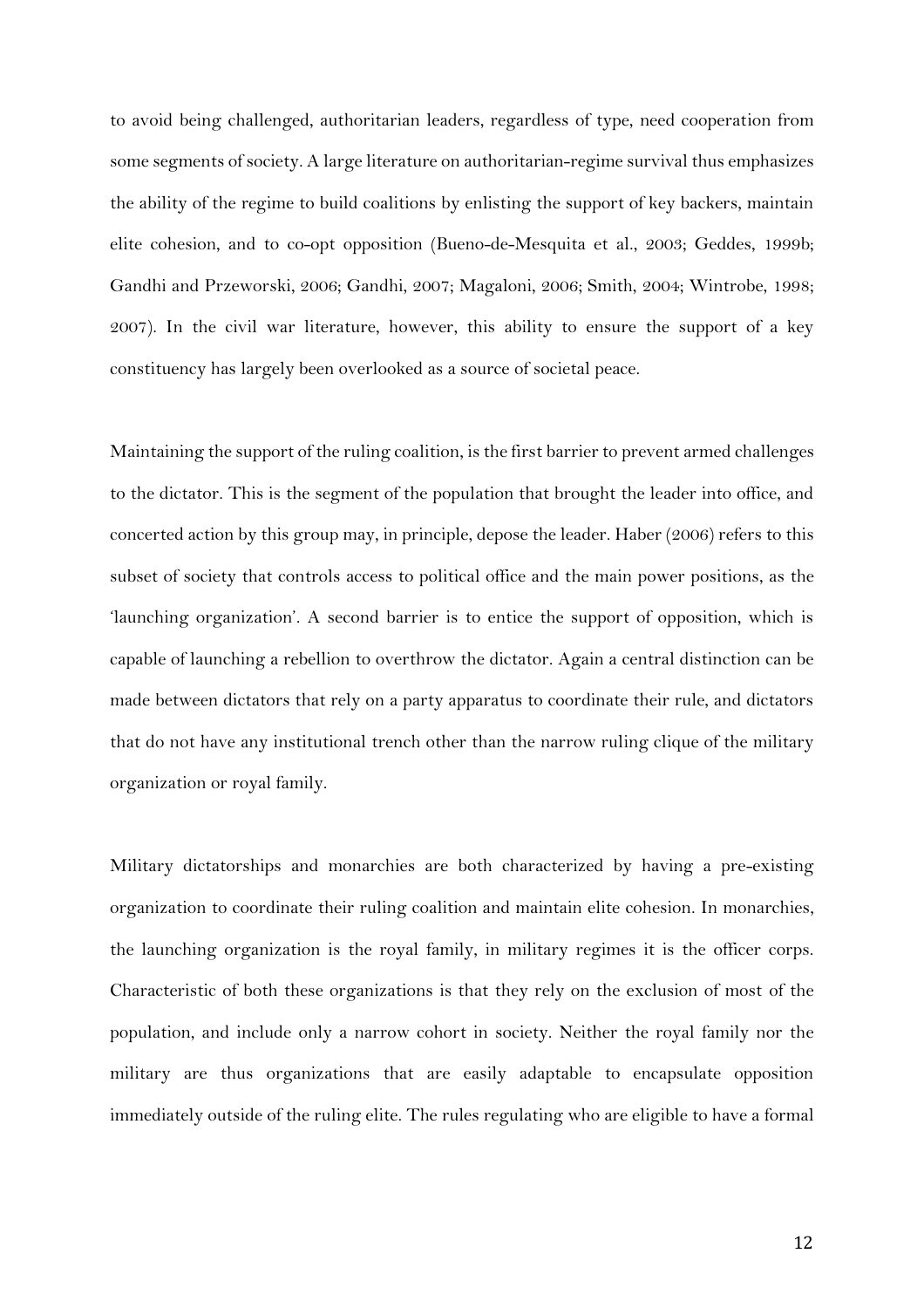to avoid being challenged, authoritarian leaders, regardless of type, need cooperation from some segments of society. A large literature on authoritarian-regime survival thus emphasizes the ability of the regime to build coalitions by enlisting the support of key backers, maintain elite cohesion, and to co-opt opposition (Bueno-de-Mesquita et al., 2003; Geddes, 1999b; Gandhi and Przeworski, 2006; Gandhi, 2007; Magaloni, 2006; Smith, 2004; Wintrobe, 1998; 2007). In the civil war literature, however, this ability to ensure the support of a key constituency has largely been overlooked as a source of societal peace.

Maintaining the support of the ruling coalition, is the first barrier to prevent armed challenges to the dictator. This is the segment of the population that brought the leader into office, and concerted action by this group may, in principle, depose the leader. Haber (2006) refers to this subset of society that controls access to political office and the main power positions, as the 'launching organization'. A second barrier is to entice the support of opposition, which is capable of launching a rebellion to overthrow the dictator. Again a central distinction can be made between dictators that rely on a party apparatus to coordinate their rule, and dictators that do not have any institutional trench other than the narrow ruling clique of the military organization or royal family.

Military dictatorships and monarchies are both characterized by having a pre-existing organization to coordinate their ruling coalition and maintain elite cohesion. In monarchies, the launching organization is the royal family, in military regimes it is the officer corps. Characteristic of both these organizations is that they rely on the exclusion of most of the population, and include only a narrow cohort in society. Neither the royal family nor the military are thus organizations that are easily adaptable to encapsulate opposition immediately outside of the ruling elite. The rules regulating who are eligible to have a formal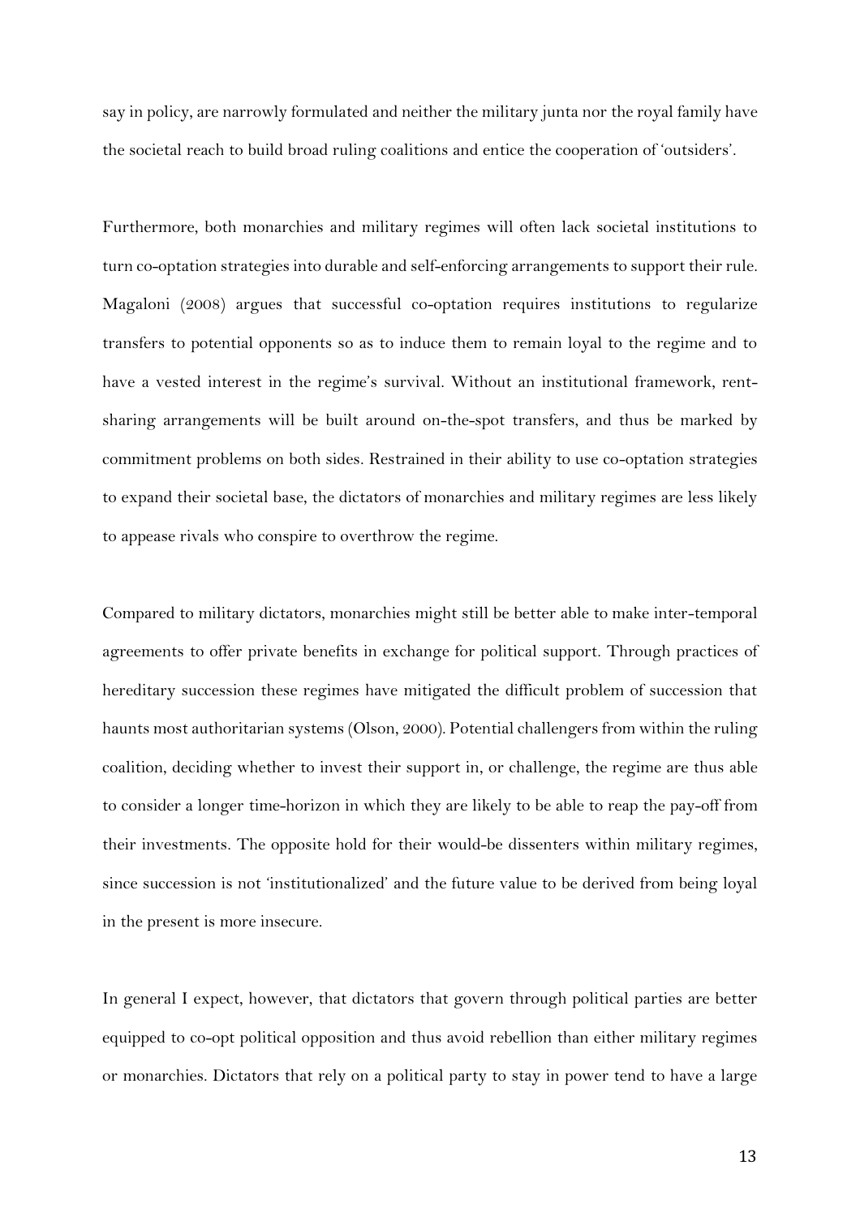say in policy, are narrowly formulated and neither the military junta nor the royal family have the societal reach to build broad ruling coalitions and entice the cooperation of 'outsiders'.

Furthermore, both monarchies and military regimes will often lack societal institutions to turn co-optation strategies into durable and self-enforcing arrangements to support their rule. Magaloni (2008) argues that successful co-optation requires institutions to regularize transfers to potential opponents so as to induce them to remain loyal to the regime and to have a vested interest in the regime's survival. Without an institutional framework, rent-sharing arrangements will be built around on-the-spot transfers, and thus be marked by commitment problems on both sides. Restrained in their ability to use co-optation strategies to expand their societal base, the dictators of monarchies and military regimes are less likely to appease rivals who conspire to overthrow the regime.

Compared to military dictators, monarchies might still be better able to make inter-temporal agreements to offer private benefits in exchange for political support. Through practices of hereditary succession these regimes have mitigated the difficult problem of succession that haunts most authoritarian systems (Olson, 2000). Potential challengers from within the ruling coalition, deciding whether to invest their support in, or challenge, the regime are thus able to consider a longer time-horizon in which they are likely to be able to reap the pay-off from their investments. The opposite hold for their would-be dissenters within military regimes, since succession is not 'institutionalized' and the future value to be derived from being loyal in the present is more insecure.

In general I expect, however, that dictators that govern through political parties are better equipped to co-opt political opposition and thus avoid rebellion than either military regimes or monarchies. Dictators that rely on a political party to stay in power tend to have a large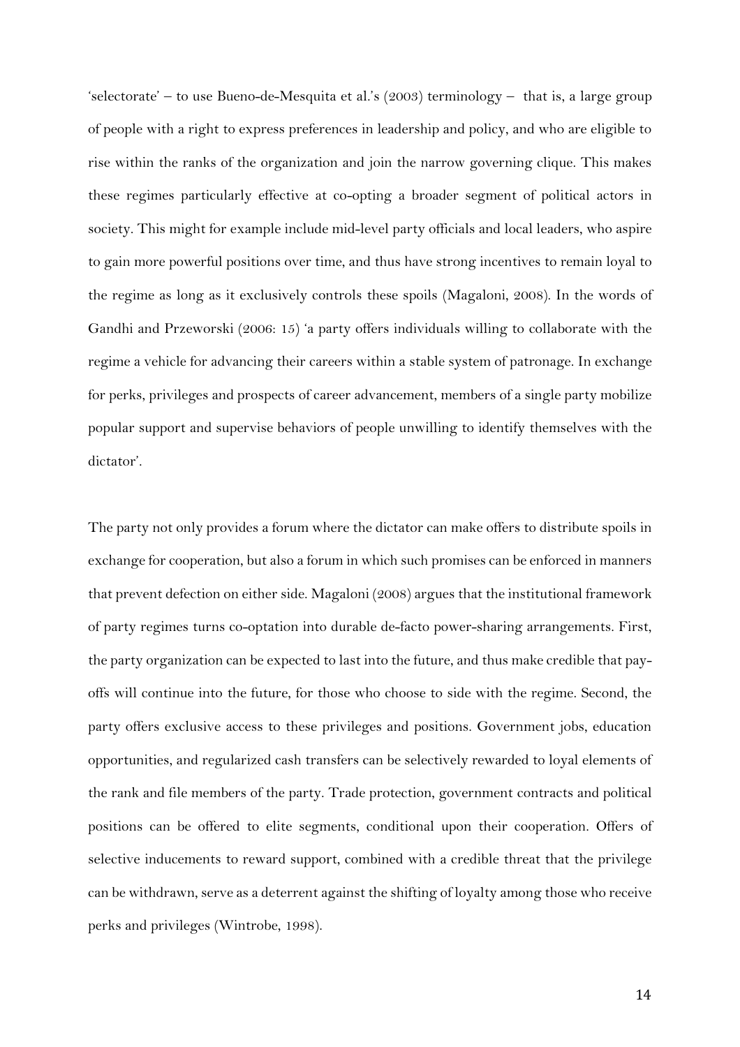'selectorate' – to use Bueno-de-Mesquita et al.'s (2003) terminology – that is, a large group of people with a right to express preferences in leadership and policy, and who are eligible to rise within the ranks of the organization and join the narrow governing clique. This makes these regimes particularly effective at co-opting a broader segment of political actors in society. This might for example include mid-level party officials and local leaders, who aspire to gain more powerful positions over time, and thus have strong incentives to remain loyal to the regime as long as it exclusively controls these spoils (Magaloni, 2008). In the words of Gandhi and Przeworski (2006: 15) 'a party offers individuals willing to collaborate with the regime a vehicle for advancing their careers within a stable system of patronage. In exchange for perks, privileges and prospects of career advancement, members of a single party mobilize popular support and supervise behaviors of people unwilling to identify themselves with the dictator'.

The party not only provides a forum where the dictator can make offers to distribute spoils in exchange for cooperation, but also a forum in which such promises can be enforced in manners that prevent defection on either side. Magaloni (2008) argues that the institutional framework of party regimes turns co-optation into durable de-facto power-sharing arrangements. First, the party organization can be expected to last into the future, and thus make credible that pay-offs will continue into the future, for those who choose to side with the regime. Second, the party offers exclusive access to these privileges and positions. Government jobs, education opportunities, and regularized cash transfers can be selectively rewarded to loyal elements of the rank and file members of the party. Trade protection, government contracts and political positions can be offered to elite segments, conditional upon their cooperation. Offers of selective inducements to reward support, combined with a credible threat that the privilege can be withdrawn, serve as a deterrent against the shifting of loyalty among those who receive perks and privileges (Wintrobe, 1998).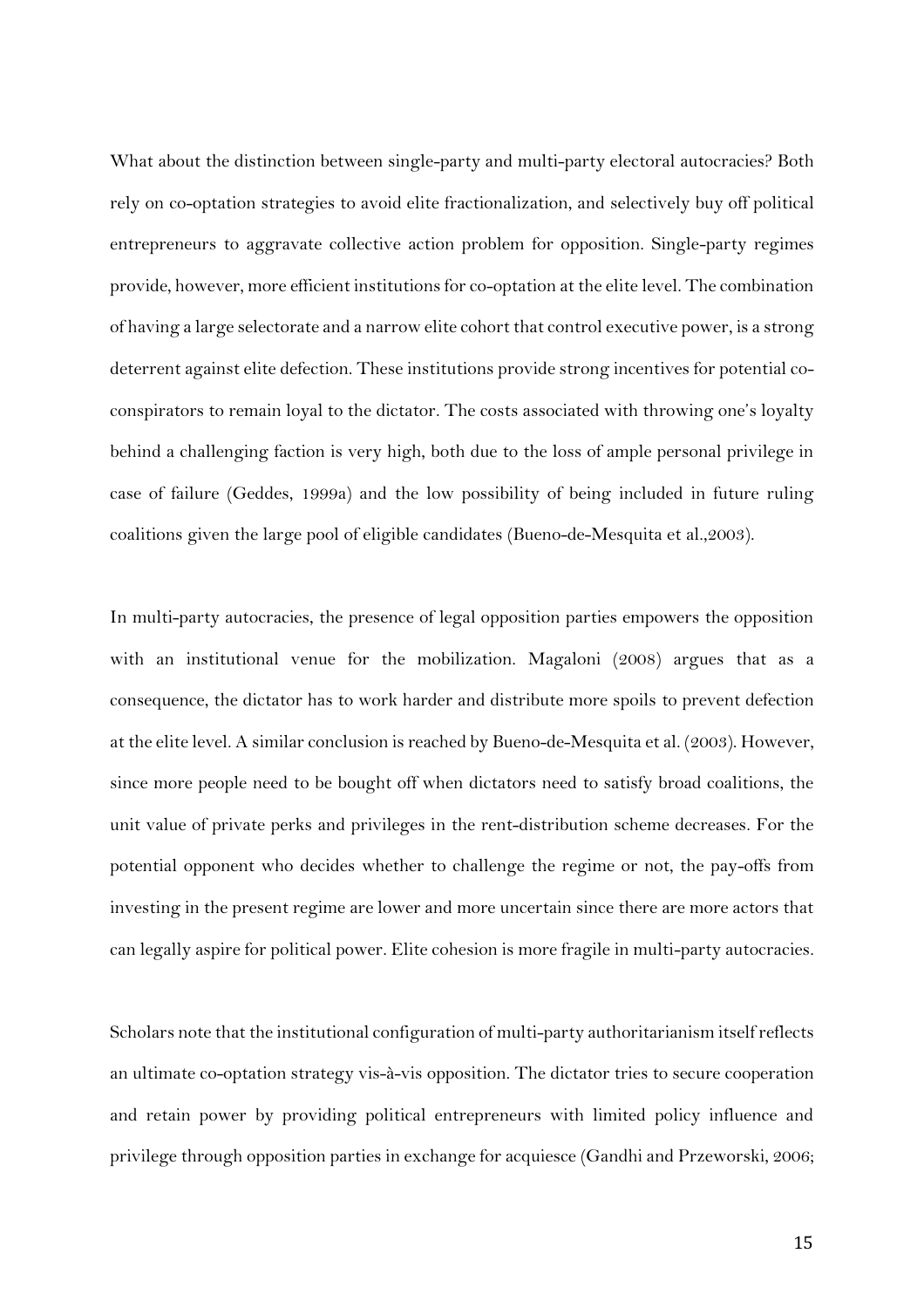What about the distinction between single-party and multi-party electoral autocracies? Both rely on co-optation strategies to avoid elite fractionalization, and selectively buy off political entrepreneurs to aggravate collective action problem for opposition. Single-party regimes provide, however, more efficient institutions for co-optation at the elite level. The combination of having a large selectorate and a narrow elite cohort that control executive power, is a strong deterrent against elite defection. These institutions provide strong incentives for potential co-conspirators to remain loyal to the dictator. The costs associated with throwing one's loyalty behind a challenging faction is very high, both due to the loss of ample personal privilege in case of failure (Geddes, 1999a) and the low possibility of being included in future ruling coalitions given the large pool of eligible candidates (Bueno-de-Mesquita et al.,2003).

In multi-party autocracies, the presence of legal opposition parties empowers the opposition with an institutional venue for the mobilization. Magaloni (2008) argues that as a consequence, the dictator has to work harder and distribute more spoils to prevent defection at the elite level. A similar conclusion is reached by Bueno-de-Mesquita et al. (2003). However, since more people need to be bought off when dictators need to satisfy broad coalitions, the unit value of private perks and privileges in the rent-distribution scheme decreases. For the potential opponent who decides whether to challenge the regime or not, the pay-offs from investing in the present regime are lower and more uncertain since there are more actors that can legally aspire for political power. Elite cohesion is more fragile in multi-party autocracies.

Scholars note that the institutional configuration of multi-party authoritarianism itself reflects an ultimate co-optation strategy vis-à-vis opposition. The dictator tries to secure cooperation and retain power by providing political entrepreneurs with limited policy influence and privilege through opposition parties in exchange for acquiesce (Gandhi and Przeworski, 2006;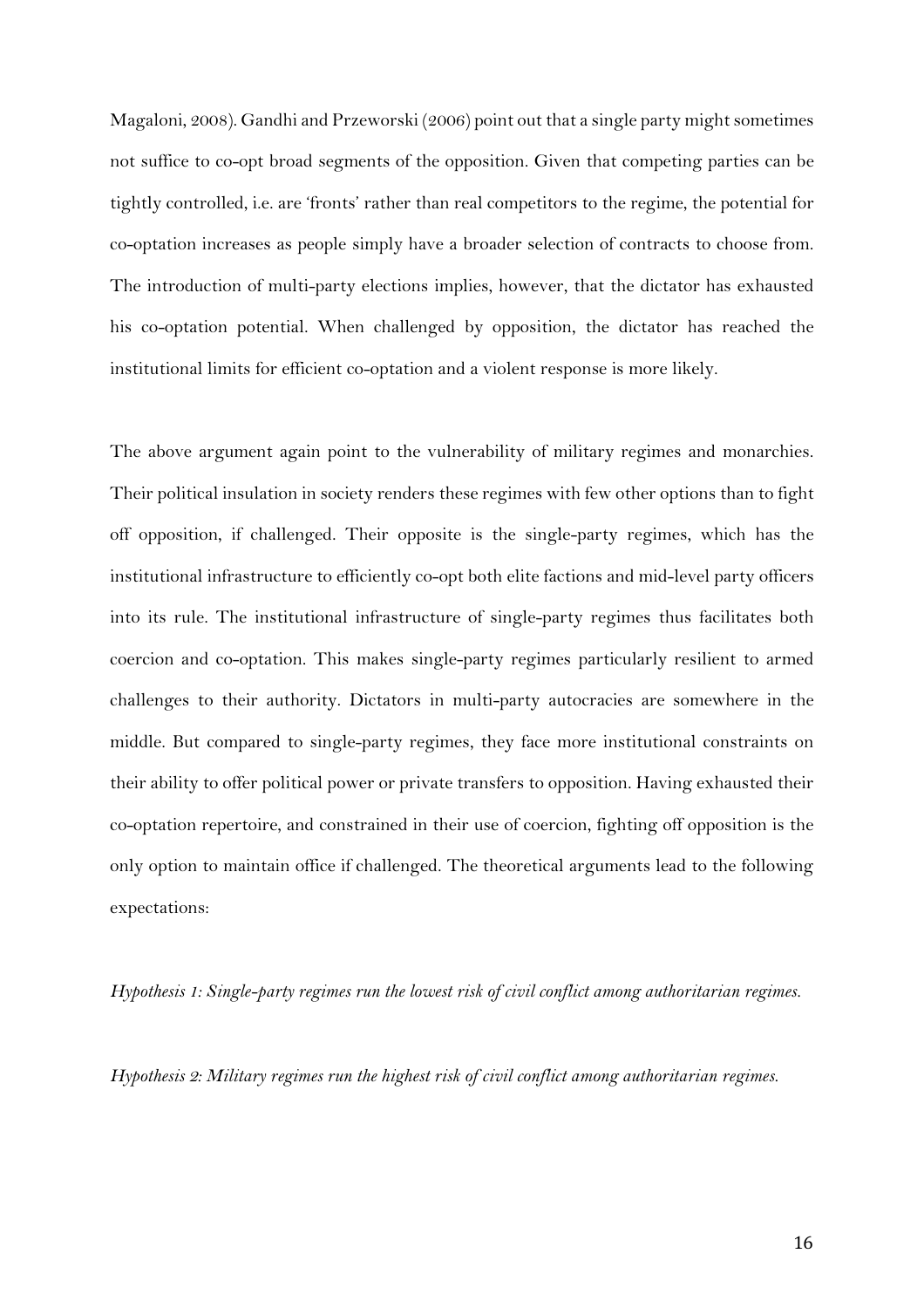Magaloni, 2008). Gandhi and Przeworski (2006) point out that a single party might sometimes not suffice to co-opt broad segments of the opposition. Given that competing parties can be tightly controlled, i.e. are 'fronts' rather than real competitors to the regime, the potential for co-optation increases as people simply have a broader selection of contracts to choose from. The introduction of multi-party elections implies, however, that the dictator has exhausted his co-optation potential. When challenged by opposition, the dictator has reached the institutional limits for efficient co-optation and a violent response is more likely.

The above argument again point to the vulnerability of military regimes and monarchies. Their political insulation in society renders these regimes with few other options than to fight off opposition, if challenged. Their opposite is the single-party regimes, which has the institutional infrastructure to efficiently co-opt both elite factions and mid-level party officers into its rule. The institutional infrastructure of single-party regimes thus facilitates both coercion and co-optation. This makes single-party regimes particularly resilient to armed challenges to their authority. Dictators in multi-party autocracies are somewhere in the middle. But compared to single-party regimes, they face more institutional constraints on their ability to offer political power or private transfers to opposition. Having exhausted their co-optation repertoire, and constrained in their use of coercion, fighting off opposition is the only option to maintain office if challenged. The theoretical arguments lead to the following expectations:

*Hypothesis 1: Single-party regimes run the lowest risk of civil conflict among authoritarian regimes.*

*Hypothesis 2: Military regimes run the highest risk of civil conflict among authoritarian regimes.*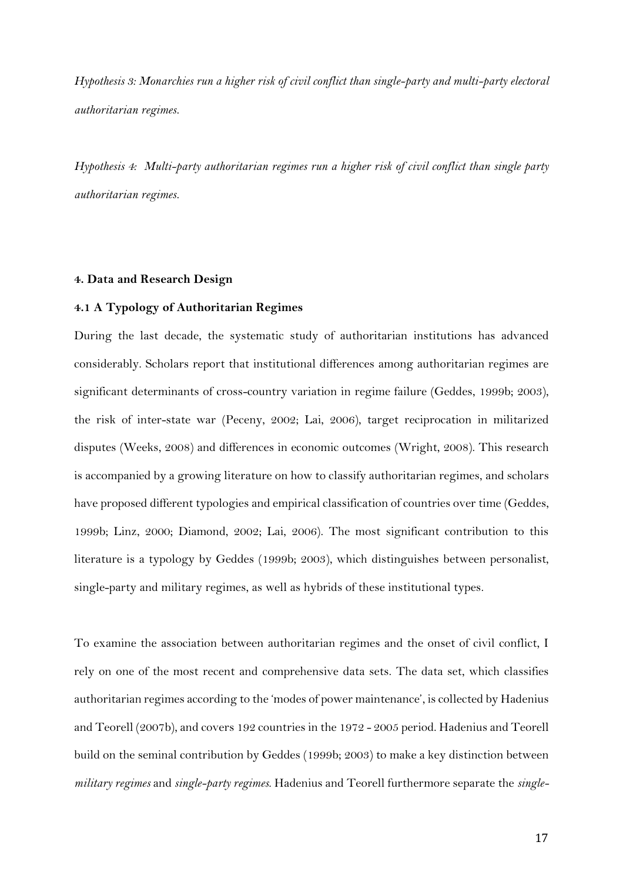*Hypothesis 3: Monarchies run a higher risk of civil conflict than single-party and multi-party electoral authoritarian regimes.*

*Hypothesis 4: Multi-party authoritarian regimes run a higher risk of civil conflict than single party authoritarian regimes.*

## 4. Data and Research Design

### 4.1 A Typology of Authoritarian Regimes

During the last decade, the systematic study of authoritarian institutions has advanced considerably. Scholars report that institutional differences among authoritarian regimes are significant determinants of cross-country variation in regime failure (Geddes, 1999b; 2003), the risk of inter-state war (Peceny, 2002; Lai, 2006), target reciprocation in militarized disputes (Weeks, 2008) and differences in economic outcomes (Wright, 2008). This research is accompanied by a growing literature on how to classify authoritarian regimes, and scholars have proposed different typologies and empirical classification of countries over time (Geddes, 1999b; Linz, 2000; Diamond, 2002; Lai, 2006). The most significant contribution to this literature is a typology by Geddes (1999b; 2003), which distinguishes between personalist, single-party and military regimes, as well as hybrids of these institutional types.

To examine the association between authoritarian regimes and the onset of civil conflict, I rely on one of the most recent and comprehensive data sets. The data set, which classifies authoritarian regimes according to the 'modes of power maintenance', is collected by Hadenius and Teorell (2007b), and covers 192 countries in the 1972 - 2005 period. Hadenius and Teorell build on the seminal contribution by Geddes (1999b; 2003) to make a key distinction between *military regimes* and *single-party regimes*. Hadenius and Teorell furthermore separate the *single-*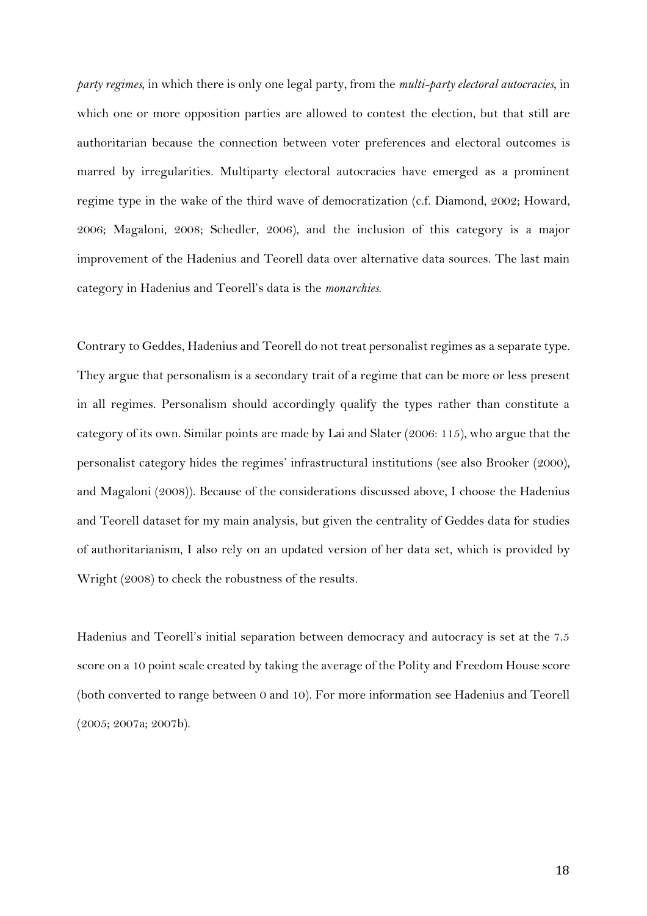*party regimes*, in which there is only one legal party, from the *multi-party electoral autocracies*, in which one or more opposition parties are allowed to contest the election, but that still are authoritarian because the connection between voter preferences and electoral outcomes is marred by irregularities. Multiparty electoral autocracies have emerged as a prominent regime type in the wake of the third wave of democratization (c.f. Diamond, 2002; Howard, 2006; Magaloni, 2008; Schedler, 2006), and the inclusion of this category is a major improvement of the Hadenius and Teorell data over alternative data sources. The last main category in Hadenius and Teorell's data is the *monarchies*.

Contrary to Geddes, Hadenius and Teorell do not treat personalist regimes as a separate type. They argue that personalism is a secondary trait of a regime that can be more or less present in all regimes. Personalism should accordingly qualify the types rather than constitute a category of its own. Similar points are made by Lai and Slater (2006: 115), who argue that the personalist category hides the regimes' infrastructural institutions (see also Brooker (2000), and Magaloni (2008)). Because of the considerations discussed above, I choose the Hadenius and Teorell dataset for my main analysis, but given the centrality of Geddes data for studies of authoritarianism, I also rely on an updated version of her data set, which is provided by Wright (2008) to check the robustness of the results.

Hadenius and Teorell's initial separation between democracy and autocracy is set at the 7.5 score on a 10 point scale created by taking the average of the Polity and Freedom House score (both converted to range between 0 and 10). For more information see Hadenius and Teorell (2005; 2007a; 2007b).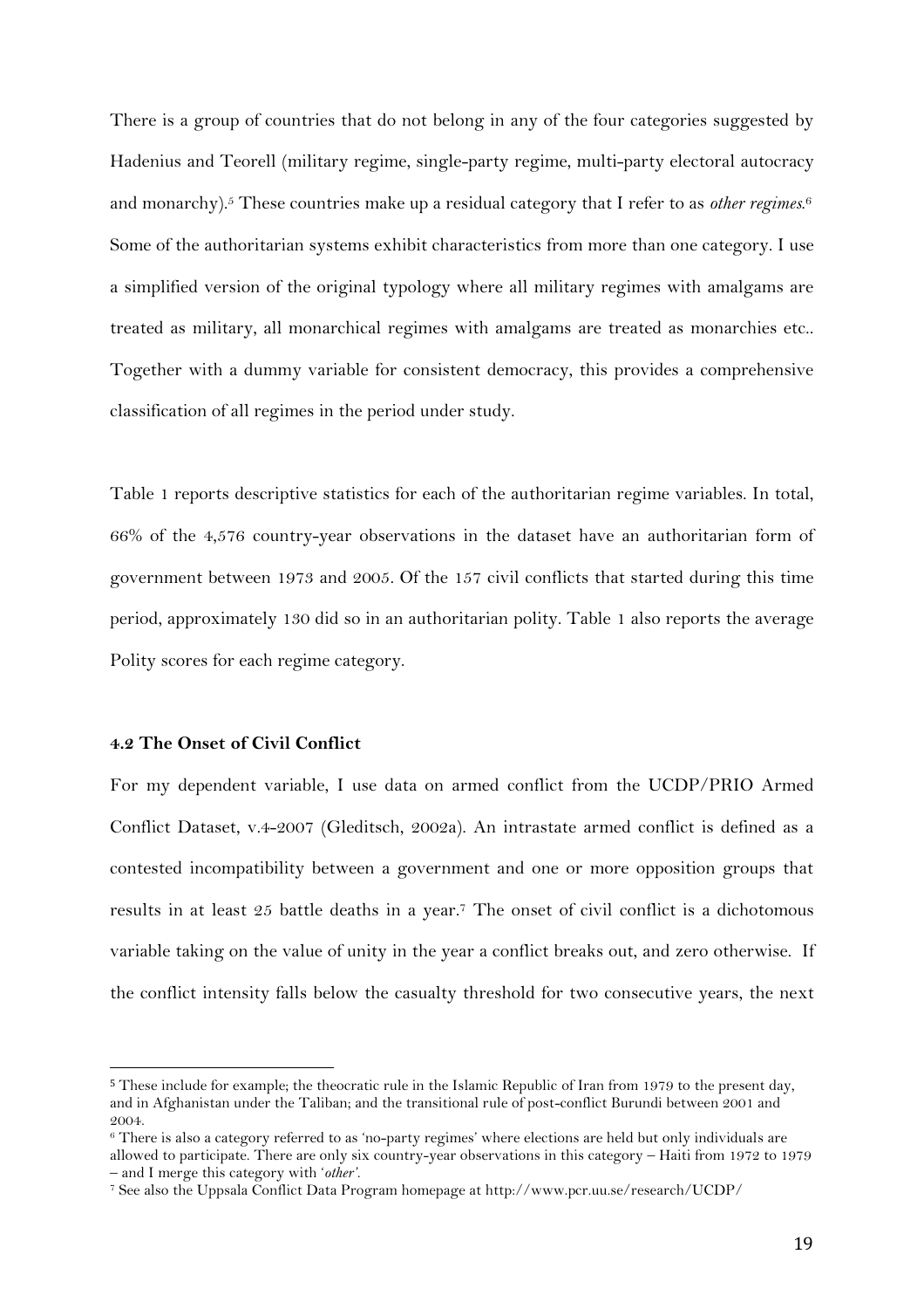There is a group of countries that do not belong in any of the four categories suggested by Hadenius and Teorell (military regime, single-party regime, multi-party electoral autocracy and monarchy).[5] These countries make up a residual category that I refer to as *other regimes*.[6] Some of the authoritarian systems exhibit characteristics from more than one category. I use a simplified version of the original typology where all military regimes with amalgams are treated as military, all monarchical regimes with amalgams are treated as monarchies etc.. Together with a dummy variable for consistent democracy, this provides a comprehensive classification of all regimes in the period under study.

Table 1 reports descriptive statistics for each of the authoritarian regime variables. In total, 66% of the 4,576 country-year observations in the dataset have an authoritarian form of government between 1973 and 2005. Of the 157 civil conflicts that started during this time period, approximately 130 did so in an authoritarian polity. Table 1 also reports the average Polity scores for each regime category.

### 4.2 The Onset of Civil Conflict

For my dependent variable, I use data on armed conflict from the UCDP/PRIO Armed Conflict Dataset, v.4-2007 (Gleditsch, 2002a). An intrastate armed conflict is defined as a contested incompatibility between a government and one or more opposition groups that results in at least 25 battle deaths in a year.[7] The onset of civil conflict is a dichotomous variable taking on the value of unity in the year a conflict breaks out, and zero otherwise. If the conflict intensity falls below the casualty threshold for two consecutive years, the next

---

[5] These include for example; the theocratic rule in the Islamic Republic of Iran from 1979 to the present day, and in Afghanistan under the Taliban; and the transitional rule of post-conflict Burundi between 2001 and 2004.

[6] There is also a category referred to as 'no-party regimes' where elections are held but only individuals are allowed to participate. There are only six country-year observations in this category – Haiti from 1972 to 1979 – and I merge this category with '*other*'.

[7] See also the Uppsala Conflict Data Program homepage at http://www.pcr.uu.se/research/UCDP/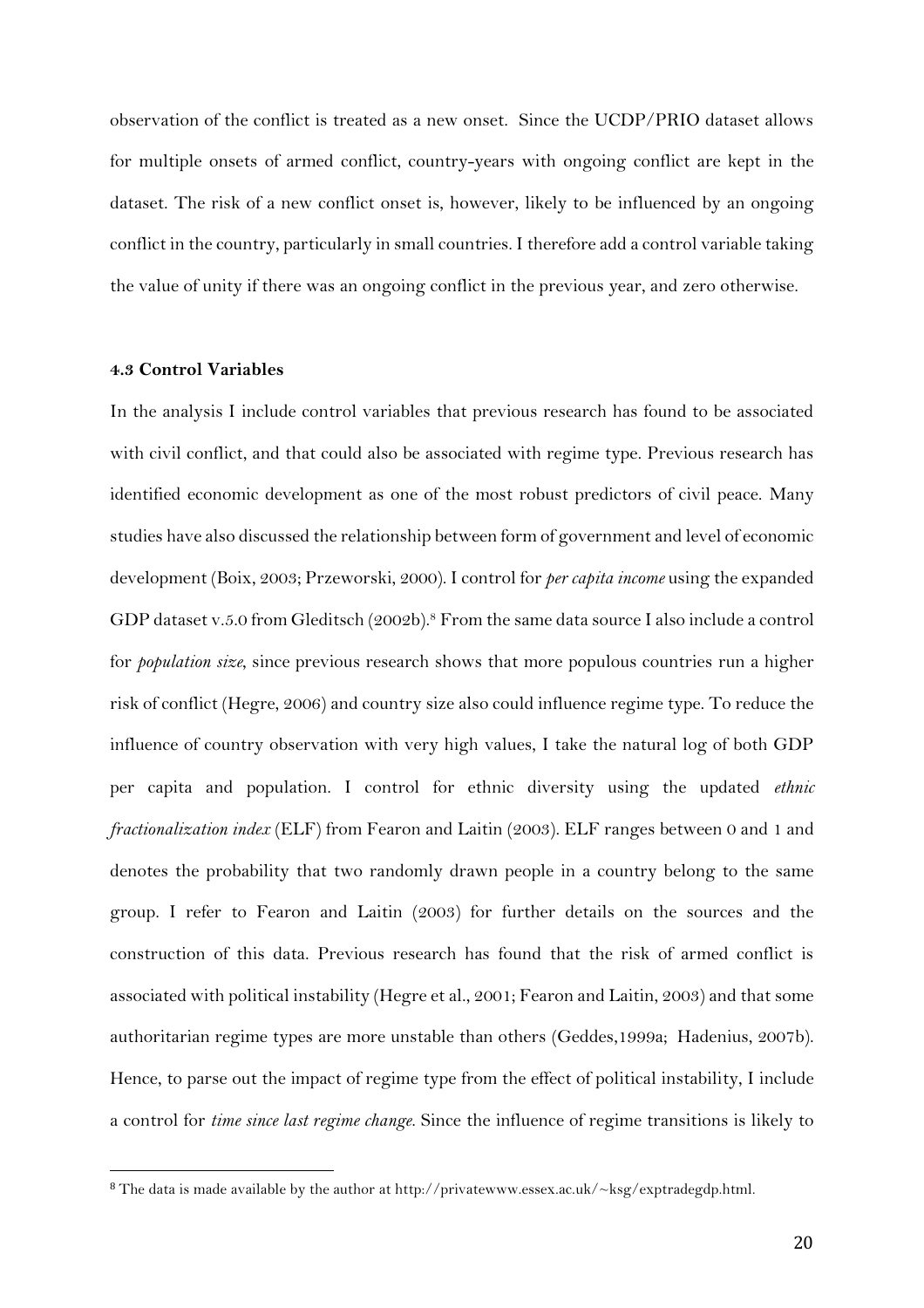observation of the conflict is treated as a new onset. Since the UCDP/PRIO dataset allows for multiple onsets of armed conflict, country-years with ongoing conflict are kept in the dataset. The risk of a new conflict onset is, however, likely to be influenced by an ongoing conflict in the country, particularly in small countries. I therefore add a control variable taking the value of unity if there was an ongoing conflict in the previous year, and zero otherwise.

#### 4.3 Control Variables

In the analysis I include control variables that previous research has found to be associated with civil conflict, and that could also be associated with regime type. Previous research has identified economic development as one of the most robust predictors of civil peace. Many studies have also discussed the relationship between form of government and level of economic development (Boix, 2003; Przeworski, 2000). I control for *per capita income* using the expanded GDP dataset v.5.0 from Gleditsch (2002b).[8] From the same data source I also include a control for *population size*, since previous research shows that more populous countries run a higher risk of conflict (Hegre, 2006) and country size also could influence regime type. To reduce the influence of country observation with very high values, I take the natural log of both GDP per capita and population. I control for ethnic diversity using the updated *ethnic fractionalization index* (ELF) from Fearon and Laitin (2003). ELF ranges between 0 and 1 and denotes the probability that two randomly drawn people in a country belong to the same group. I refer to Fearon and Laitin (2003) for further details on the sources and the construction of this data. Previous research has found that the risk of armed conflict is associated with political instability (Hegre et al., 2001; Fearon and Laitin, 2003) and that some authoritarian regime types are more unstable than others (Geddes,1999a; Hadenius, 2007b). Hence, to parse out the impact of regime type from the effect of political instability, I include a control for *time since last regime change*. Since the influence of regime transitions is likely to

[8] The data is made available by the author at http://privatewww.essex.ac.uk/~ksg/exptradegdp.html.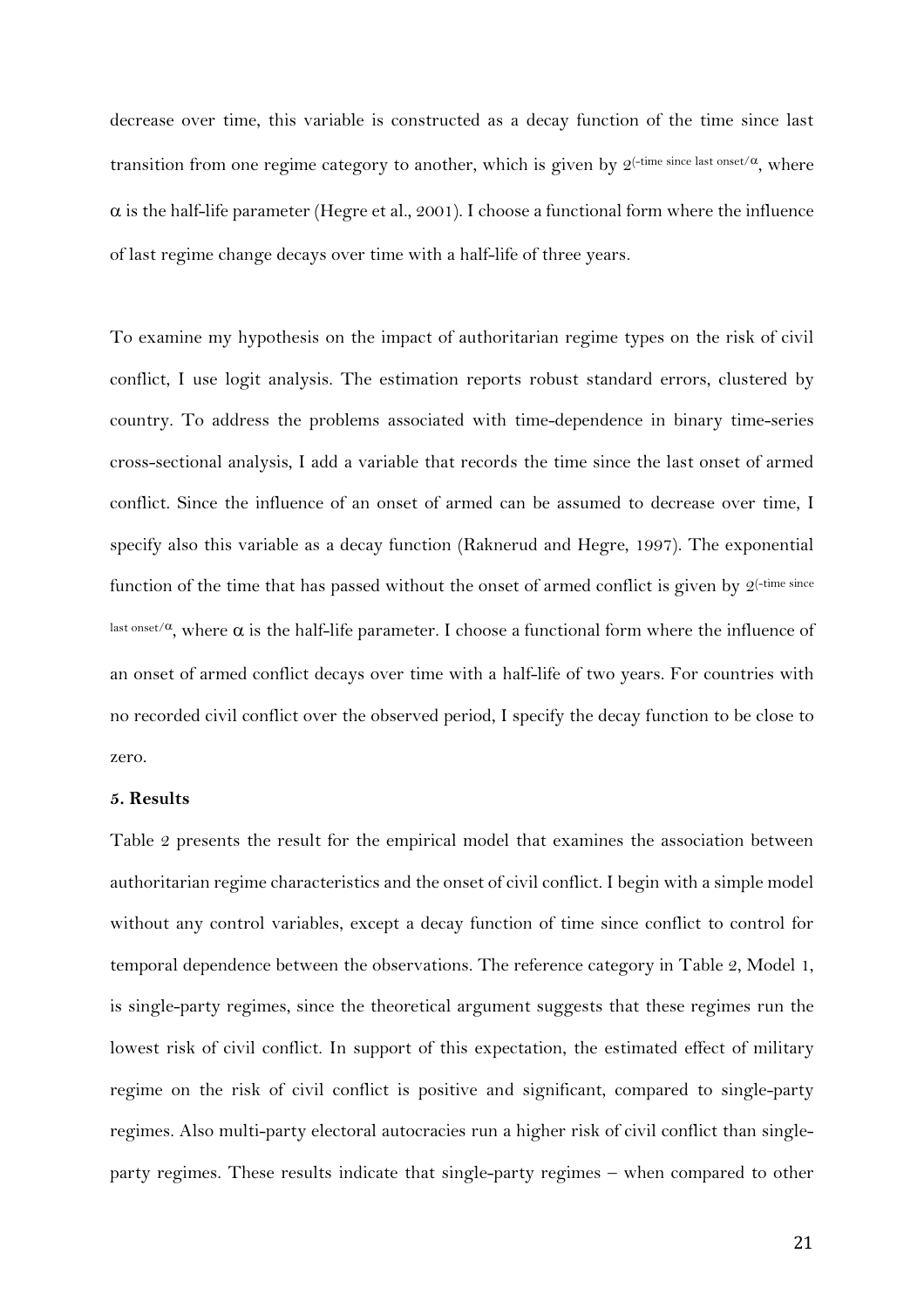decrease over time, this variable is constructed as a decay function of the time since last transition from one regime category to another, which is given by $2^{(-\text{time since last onset}/\alpha)}$, where $\alpha$ is the half-life parameter (Hegre et al., 2001). I choose a functional form where the influence of last regime change decays over time with a half-life of three years.

To examine my hypothesis on the impact of authoritarian regime types on the risk of civil conflict, I use logit analysis. The estimation reports robust standard errors, clustered by country. To address the problems associated with time-dependence in binary time-series cross-sectional analysis, I add a variable that records the time since the last onset of armed conflict. Since the influence of an onset of armed can be assumed to decrease over time, I specify also this variable as a decay function (Raknerud and Hegre, 1997). The exponential function of the time that has passed without the onset of armed conflict is given by $2^{(-\text{time since last onset}/\alpha)}$, where $\alpha$ is the half-life parameter. I choose a functional form where the influence of an onset of armed conflict decays over time with a half-life of two years. For countries with no recorded civil conflict over the observed period, I specify the decay function to be close to zero.

**5. Results**

Table 2 presents the result for the empirical model that examines the association between authoritarian regime characteristics and the onset of civil conflict. I begin with a simple model without any control variables, except a decay function of time since conflict to control for temporal dependence between the observations. The reference category in Table 2, Model 1, is single-party regimes, since the theoretical argument suggests that these regimes run the lowest risk of civil conflict. In support of this expectation, the estimated effect of military regime on the risk of civil conflict is positive and significant, compared to single-party regimes. Also multi-party electoral autocracies run a higher risk of civil conflict than single-party regimes. These results indicate that single-party regimes – when compared to other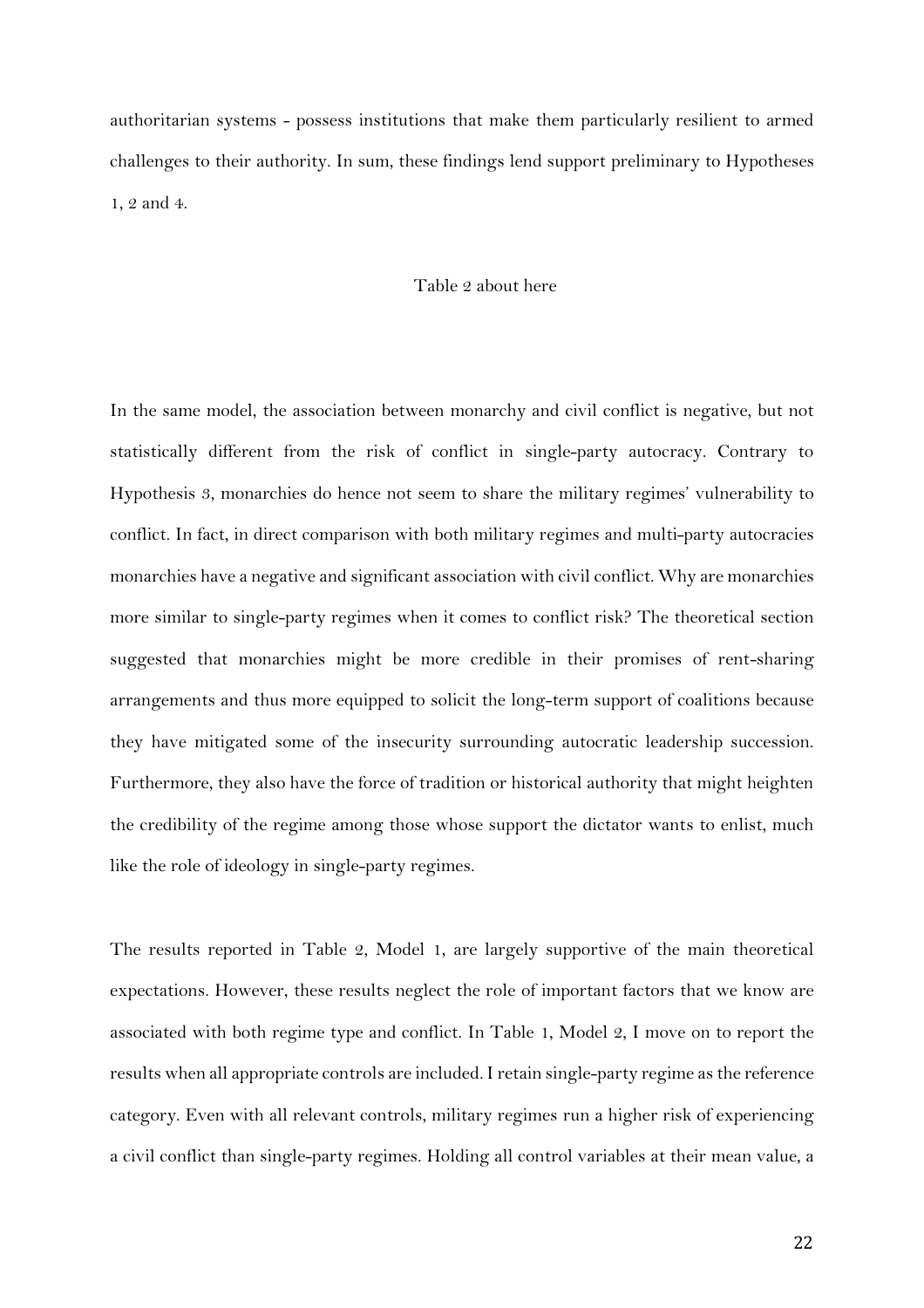authoritarian systems - possess institutions that make them particularly resilient to armed challenges to their authority. In sum, these findings lend support preliminary to Hypotheses 1, 2 and 4.

Table 2 about here

In the same model, the association between monarchy and civil conflict is negative, but not statistically different from the risk of conflict in single-party autocracy. Contrary to Hypothesis 3, monarchies do hence not seem to share the military regimes' vulnerability to conflict. In fact, in direct comparison with both military regimes and multi-party autocracies monarchies have a negative and significant association with civil conflict. Why are monarchies more similar to single-party regimes when it comes to conflict risk? The theoretical section suggested that monarchies might be more credible in their promises of rent-sharing arrangements and thus more equipped to solicit the long-term support of coalitions because they have mitigated some of the insecurity surrounding autocratic leadership succession. Furthermore, they also have the force of tradition or historical authority that might heighten the credibility of the regime among those whose support the dictator wants to enlist, much like the role of ideology in single-party regimes.

The results reported in Table 2, Model 1, are largely supportive of the main theoretical expectations. However, these results neglect the role of important factors that we know are associated with both regime type and conflict. In Table 1, Model 2, I move on to report the results when all appropriate controls are included. I retain single-party regime as the reference category. Even with all relevant controls, military regimes run a higher risk of experiencing a civil conflict than single-party regimes. Holding all control variables at their mean value, a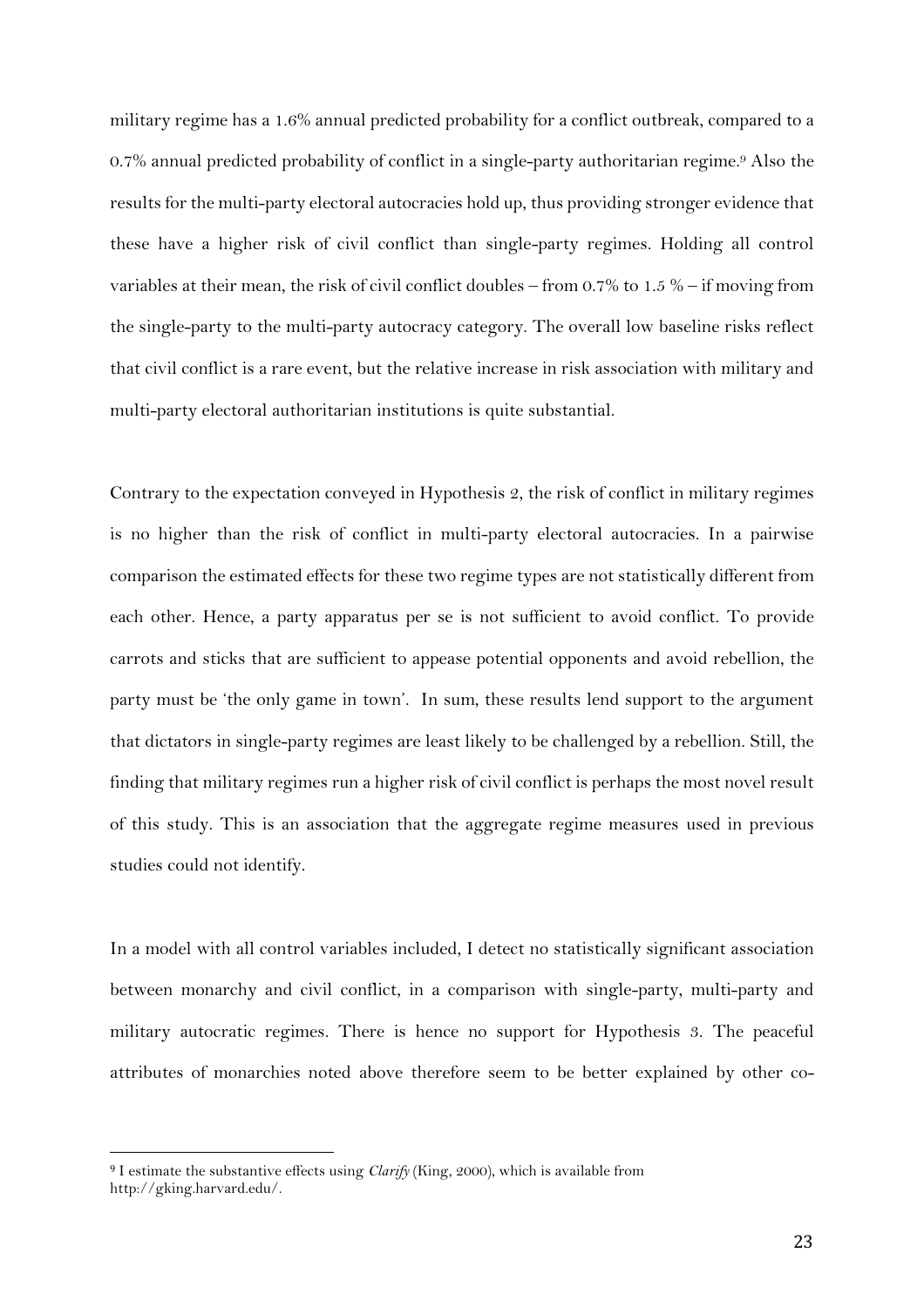military regime has a 1.6% annual predicted probability for a conflict outbreak, compared to a 0.7% annual predicted probability of conflict in a single-party authoritarian regime.[9] Also the results for the multi-party electoral autocracies hold up, thus providing stronger evidence that these have a higher risk of civil conflict than single-party regimes. Holding all control variables at their mean, the risk of civil conflict doubles – from 0.7% to 1.5 % – if moving from the single-party to the multi-party autocracy category. The overall low baseline risks reflect that civil conflict is a rare event, but the relative increase in risk association with military and multi-party electoral authoritarian institutions is quite substantial.

Contrary to the expectation conveyed in Hypothesis 2, the risk of conflict in military regimes is no higher than the risk of conflict in multi-party electoral autocracies. In a pairwise comparison the estimated effects for these two regime types are not statistically different from each other. Hence, a party apparatus per se is not sufficient to avoid conflict. To provide carrots and sticks that are sufficient to appease potential opponents and avoid rebellion, the party must be 'the only game in town'. In sum, these results lend support to the argument that dictators in single-party regimes are least likely to be challenged by a rebellion. Still, the finding that military regimes run a higher risk of civil conflict is perhaps the most novel result of this study. This is an association that the aggregate regime measures used in previous studies could not identify.

In a model with all control variables included, I detect no statistically significant association between monarchy and civil conflict, in a comparison with single-party, multi-party and military autocratic regimes. There is hence no support for Hypothesis 3. The peaceful attributes of monarchies noted above therefore seem to be better explained by other co-

[9] I estimate the substantive effects using *Clarify* (King, 2000), which is available from http://gking.harvard.edu/.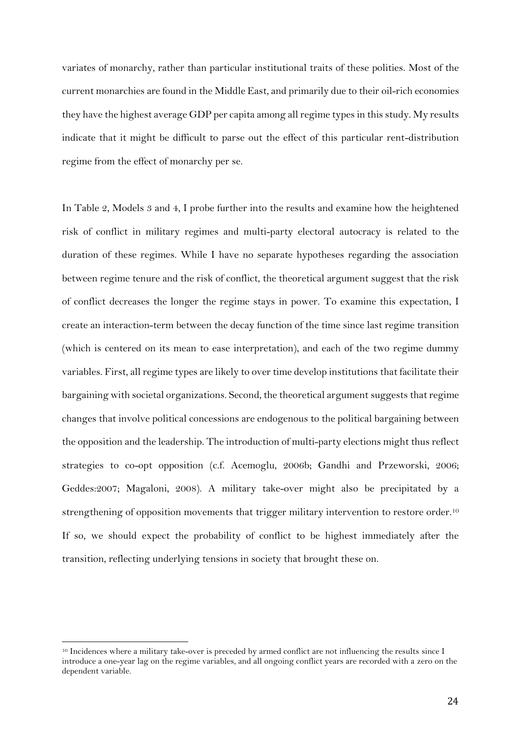variates of monarchy, rather than particular institutional traits of these polities. Most of the current monarchies are found in the Middle East, and primarily due to their oil-rich economies they have the highest average GDP per capita among all regime types in this study. My results indicate that it might be difficult to parse out the effect of this particular rent-distribution regime from the effect of monarchy per se.

In Table 2, Models 3 and 4, I probe further into the results and examine how the heightened risk of conflict in military regimes and multi-party electoral autocracy is related to the duration of these regimes. While I have no separate hypotheses regarding the association between regime tenure and the risk of conflict, the theoretical argument suggest that the risk of conflict decreases the longer the regime stays in power. To examine this expectation, I create an interaction-term between the decay function of the time since last regime transition (which is centered on its mean to ease interpretation), and each of the two regime dummy variables. First, all regime types are likely to over time develop institutions that facilitate their bargaining with societal organizations. Second, the theoretical argument suggests that regime changes that involve political concessions are endogenous to the political bargaining between the opposition and the leadership. The introduction of multi-party elections might thus reflect strategies to co-opt opposition (c.f. Acemoglu, 2006b; Gandhi and Przeworski, 2006; Geddes:2007; Magaloni, 2008). A military take-over might also be precipitated by a strengthening of opposition movements that trigger military intervention to restore order.[10] If so, we should expect the probability of conflict to be highest immediately after the transition, reflecting underlying tensions in society that brought these on.

[10] Incidences where a military take-over is preceded by armed conflict are not influencing the results since I introduce a one-year lag on the regime variables, and all ongoing conflict years are recorded with a zero on the dependent variable.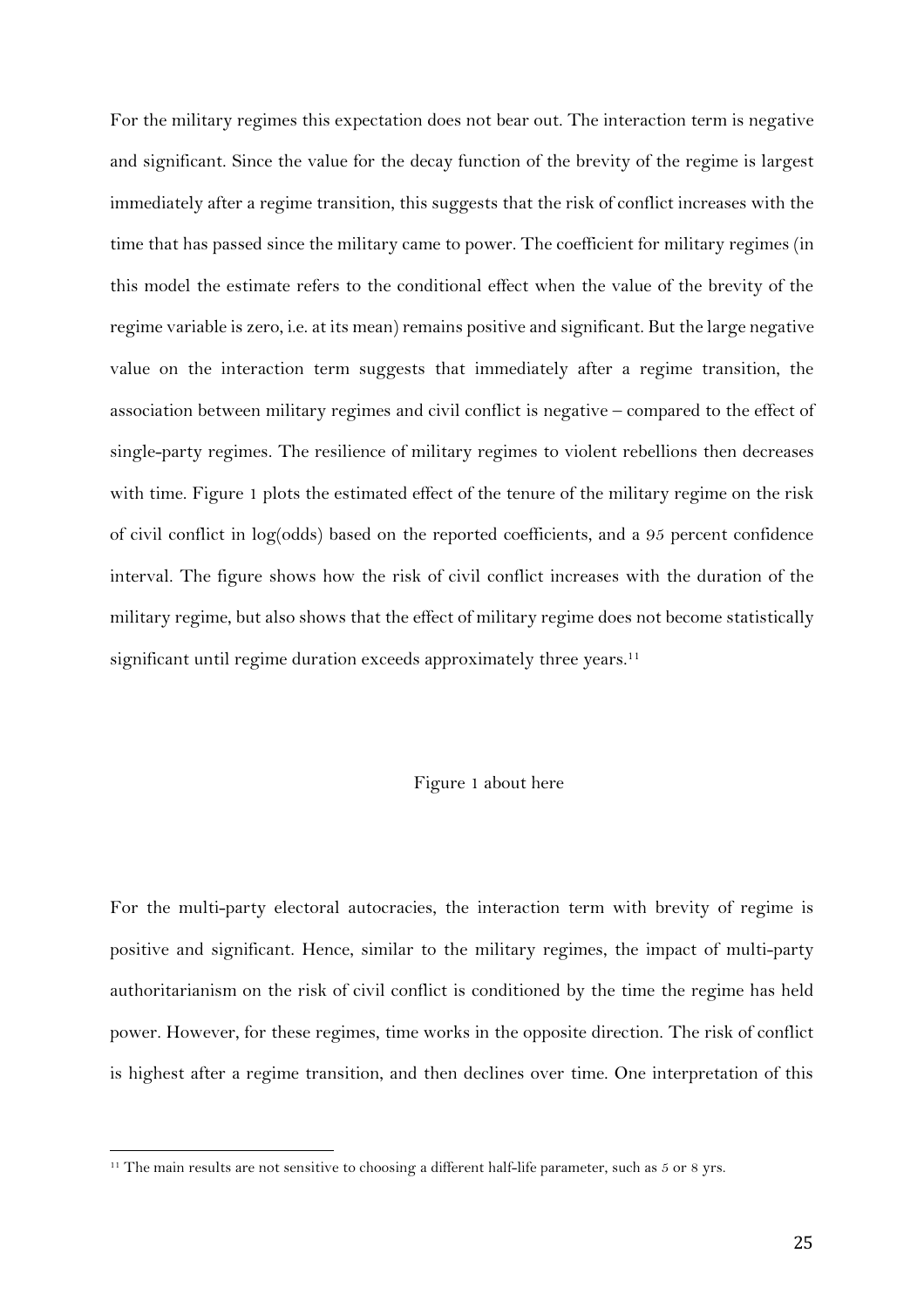For the military regimes this expectation does not bear out. The interaction term is negative and significant. Since the value for the decay function of the brevity of the regime is largest immediately after a regime transition, this suggests that the risk of conflict increases with the time that has passed since the military came to power. The coefficient for military regimes (in this model the estimate refers to the conditional effect when the value of the brevity of the regime variable is zero, i.e. at its mean) remains positive and significant. But the large negative value on the interaction term suggests that immediately after a regime transition, the association between military regimes and civil conflict is negative – compared to the effect of single-party regimes. The resilience of military regimes to violent rebellions then decreases with time. Figure 1 plots the estimated effect of the tenure of the military regime on the risk of civil conflict in log(odds) based on the reported coefficients, and a 95 percent confidence interval. The figure shows how the risk of civil conflict increases with the duration of the military regime, but also shows that the effect of military regime does not become statistically significant until regime duration exceeds approximately three years.[11]

Figure 1 about here

For the multi-party electoral autocracies, the interaction term with brevity of regime is positive and significant. Hence, similar to the military regimes, the impact of multi-party authoritarianism on the risk of civil conflict is conditioned by the time the regime has held power. However, for these regimes, time works in the opposite direction. The risk of conflict is highest after a regime transition, and then declines over time. One interpretation of this

[11] The main results are not sensitive to choosing a different half-life parameter, such as 5 or 8 yrs.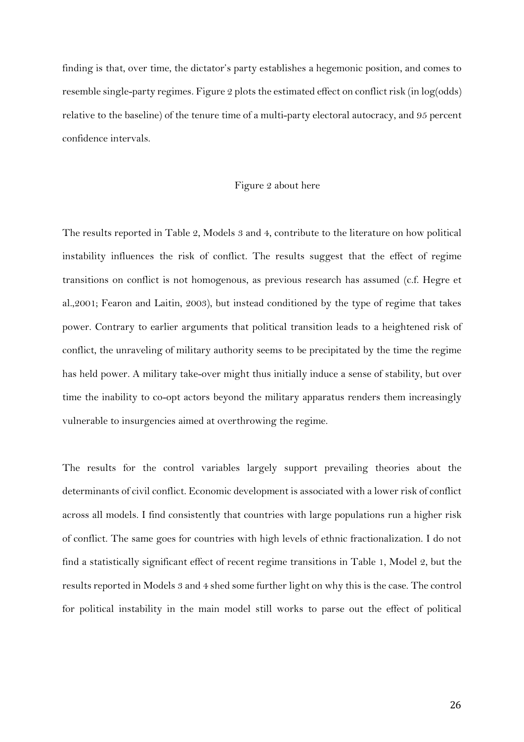finding is that, over time, the dictator's party establishes a hegemonic position, and comes to resemble single-party regimes. Figure 2 plots the estimated effect on conflict risk (in log(odds) relative to the baseline) of the tenure time of a multi-party electoral autocracy, and 95 percent confidence intervals.

Figure 2 about here

The results reported in Table 2, Models 3 and 4, contribute to the literature on how political instability influences the risk of conflict. The results suggest that the effect of regime transitions on conflict is not homogenous, as previous research has assumed (c.f. Hegre et al.,2001; Fearon and Laitin, 2003), but instead conditioned by the type of regime that takes power. Contrary to earlier arguments that political transition leads to a heightened risk of conflict, the unraveling of military authority seems to be precipitated by the time the regime has held power. A military take-over might thus initially induce a sense of stability, but over time the inability to co-opt actors beyond the military apparatus renders them increasingly vulnerable to insurgencies aimed at overthrowing the regime.

The results for the control variables largely support prevailing theories about the determinants of civil conflict. Economic development is associated with a lower risk of conflict across all models. I find consistently that countries with large populations run a higher risk of conflict. The same goes for countries with high levels of ethnic fractionalization. I do not find a statistically significant effect of recent regime transitions in Table 1, Model 2, but the results reported in Models 3 and 4 shed some further light on why this is the case. The control for political instability in the main model still works to parse out the effect of political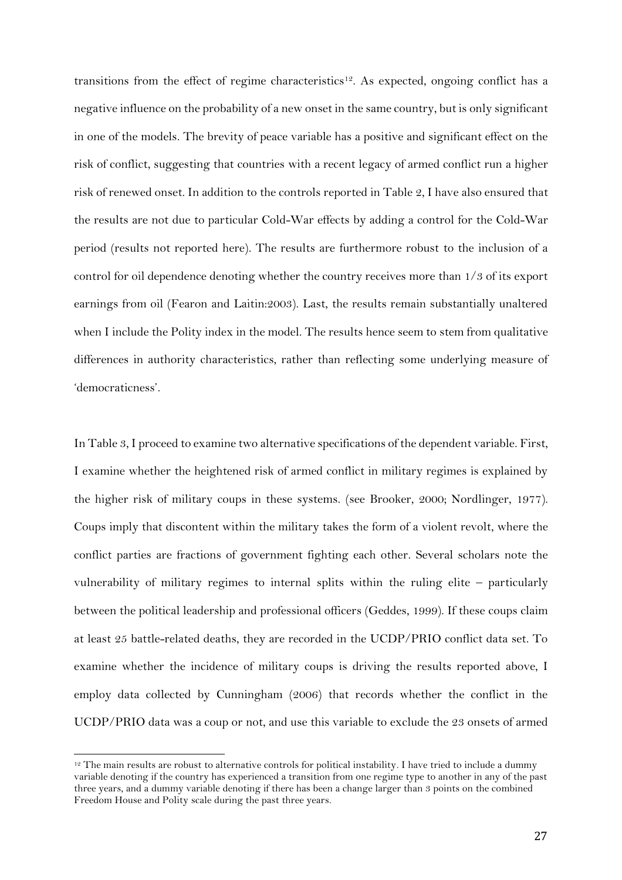transitions from the effect of regime characteristics[12]. As expected, ongoing conflict has a negative influence on the probability of a new onset in the same country, but is only significant in one of the models. The brevity of peace variable has a positive and significant effect on the risk of conflict, suggesting that countries with a recent legacy of armed conflict run a higher risk of renewed onset. In addition to the controls reported in Table 2, I have also ensured that the results are not due to particular Cold-War effects by adding a control for the Cold-War period (results not reported here). The results are furthermore robust to the inclusion of a control for oil dependence denoting whether the country receives more than 1/3 of its export earnings from oil (Fearon and Laitin:2003). Last, the results remain substantially unaltered when I include the Polity index in the model. The results hence seem to stem from qualitative differences in authority characteristics, rather than reflecting some underlying measure of 'democraticness'.

In Table 3, I proceed to examine two alternative specifications of the dependent variable. First, I examine whether the heightened risk of armed conflict in military regimes is explained by the higher risk of military coups in these systems. (see Brooker, 2000; Nordlinger, 1977). Coups imply that discontent within the military takes the form of a violent revolt, where the conflict parties are fractions of government fighting each other. Several scholars note the vulnerability of military regimes to internal splits within the ruling elite – particularly between the political leadership and professional officers (Geddes, 1999). If these coups claim at least 25 battle-related deaths, they are recorded in the UCDP/PRIO conflict data set. To examine whether the incidence of military coups is driving the results reported above, I employ data collected by Cunningham (2006) that records whether the conflict in the UCDP/PRIO data was a coup or not, and use this variable to exclude the 23 onsets of armed

[12] The main results are robust to alternative controls for political instability. I have tried to include a dummy variable denoting if the country has experienced a transition from one regime type to another in any of the past three years, and a dummy variable denoting if there has been a change larger than 3 points on the combined Freedom House and Polity scale during the past three years.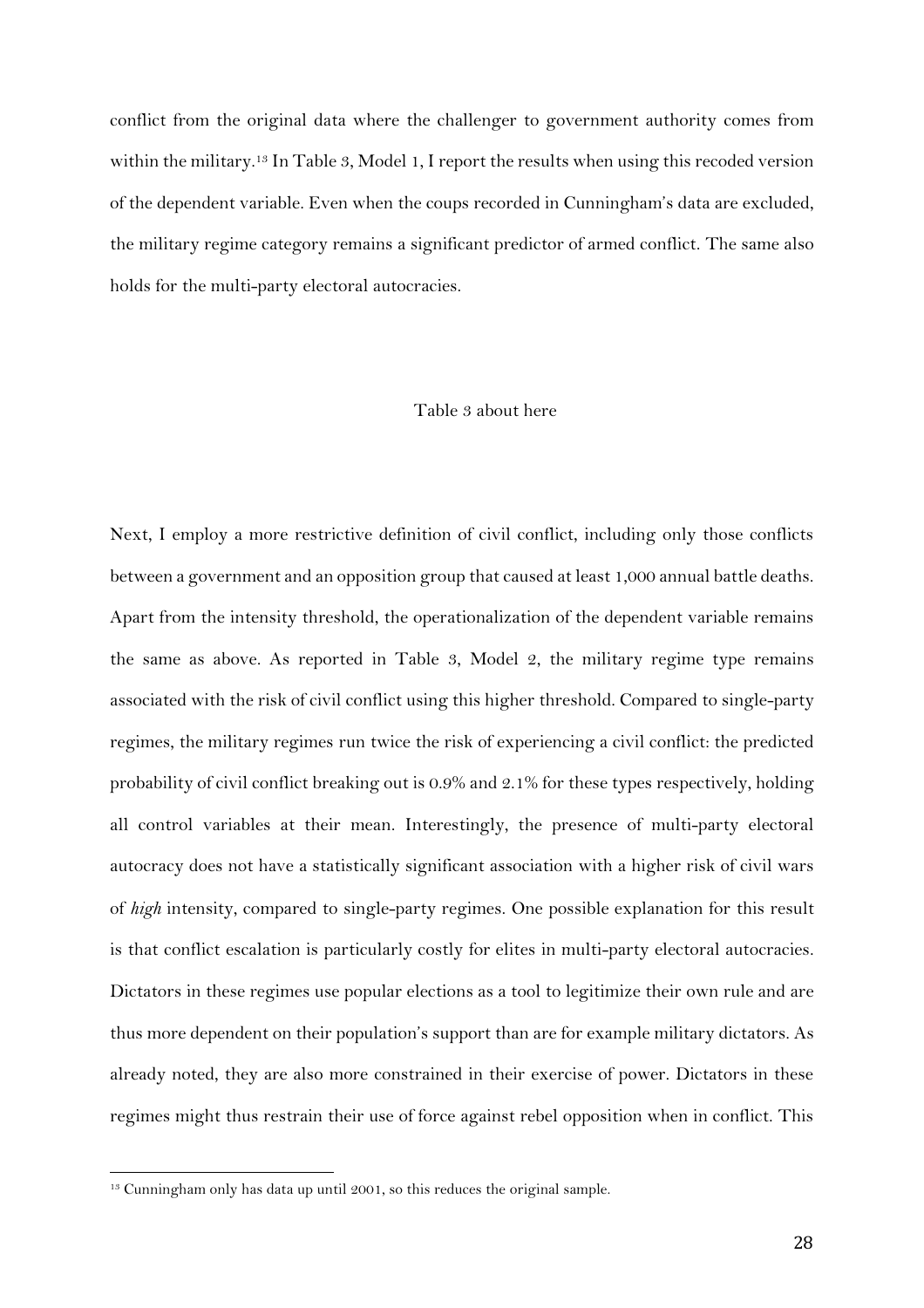conflict from the original data where the challenger to government authority comes from within the military.[13] In Table 3, Model 1, I report the results when using this recoded version of the dependent variable. Even when the coups recorded in Cunningham's data are excluded, the military regime category remains a significant predictor of armed conflict. The same also holds for the multi-party electoral autocracies.

Table 3 about here

Next, I employ a more restrictive definition of civil conflict, including only those conflicts between a government and an opposition group that caused at least 1,000 annual battle deaths. Apart from the intensity threshold, the operationalization of the dependent variable remains the same as above. As reported in Table 3, Model 2, the military regime type remains associated with the risk of civil conflict using this higher threshold. Compared to single-party regimes, the military regimes run twice the risk of experiencing a civil conflict: the predicted probability of civil conflict breaking out is 0.9% and 2.1% for these types respectively, holding all control variables at their mean. Interestingly, the presence of multi-party electoral autocracy does not have a statistically significant association with a higher risk of civil wars of *high* intensity, compared to single-party regimes. One possible explanation for this result is that conflict escalation is particularly costly for elites in multi-party electoral autocracies. Dictators in these regimes use popular elections as a tool to legitimize their own rule and are thus more dependent on their population's support than are for example military dictators. As already noted, they are also more constrained in their exercise of power. Dictators in these regimes might thus restrain their use of force against rebel opposition when in conflict. This

[13] Cunningham only has data up until 2001, so this reduces the original sample.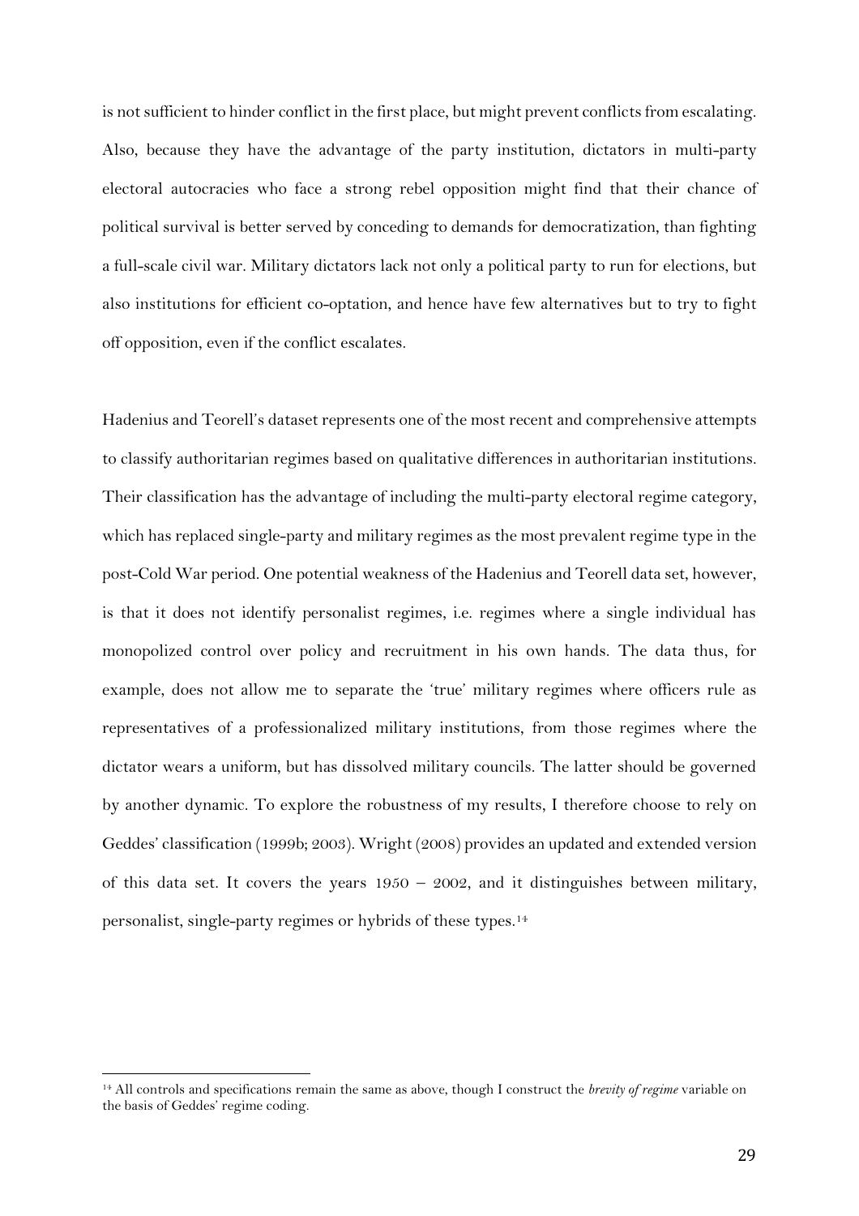is not sufficient to hinder conflict in the first place, but might prevent conflicts from escalating. Also, because they have the advantage of the party institution, dictators in multi-party electoral autocracies who face a strong rebel opposition might find that their chance of political survival is better served by conceding to demands for democratization, than fighting a full-scale civil war. Military dictators lack not only a political party to run for elections, but also institutions for efficient co-optation, and hence have few alternatives but to try to fight off opposition, even if the conflict escalates.

Hadenius and Teorell's dataset represents one of the most recent and comprehensive attempts to classify authoritarian regimes based on qualitative differences in authoritarian institutions. Their classification has the advantage of including the multi-party electoral regime category, which has replaced single-party and military regimes as the most prevalent regime type in the post-Cold War period. One potential weakness of the Hadenius and Teorell data set, however, is that it does not identify personalist regimes, i.e. regimes where a single individual has monopolized control over policy and recruitment in his own hands. The data thus, for example, does not allow me to separate the 'true' military regimes where officers rule as representatives of a professionalized military institutions, from those regimes where the dictator wears a uniform, but has dissolved military councils. The latter should be governed by another dynamic. To explore the robustness of my results, I therefore choose to rely on Geddes' classification (1999b; 2003). Wright (2008) provides an updated and extended version of this data set. It covers the years 1950 – 2002, and it distinguishes between military, personalist, single-party regimes or hybrids of these types.[14]

[14] All controls and specifications remain the same as above, though I construct the *brevity of regime* variable on the basis of Geddes' regime coding.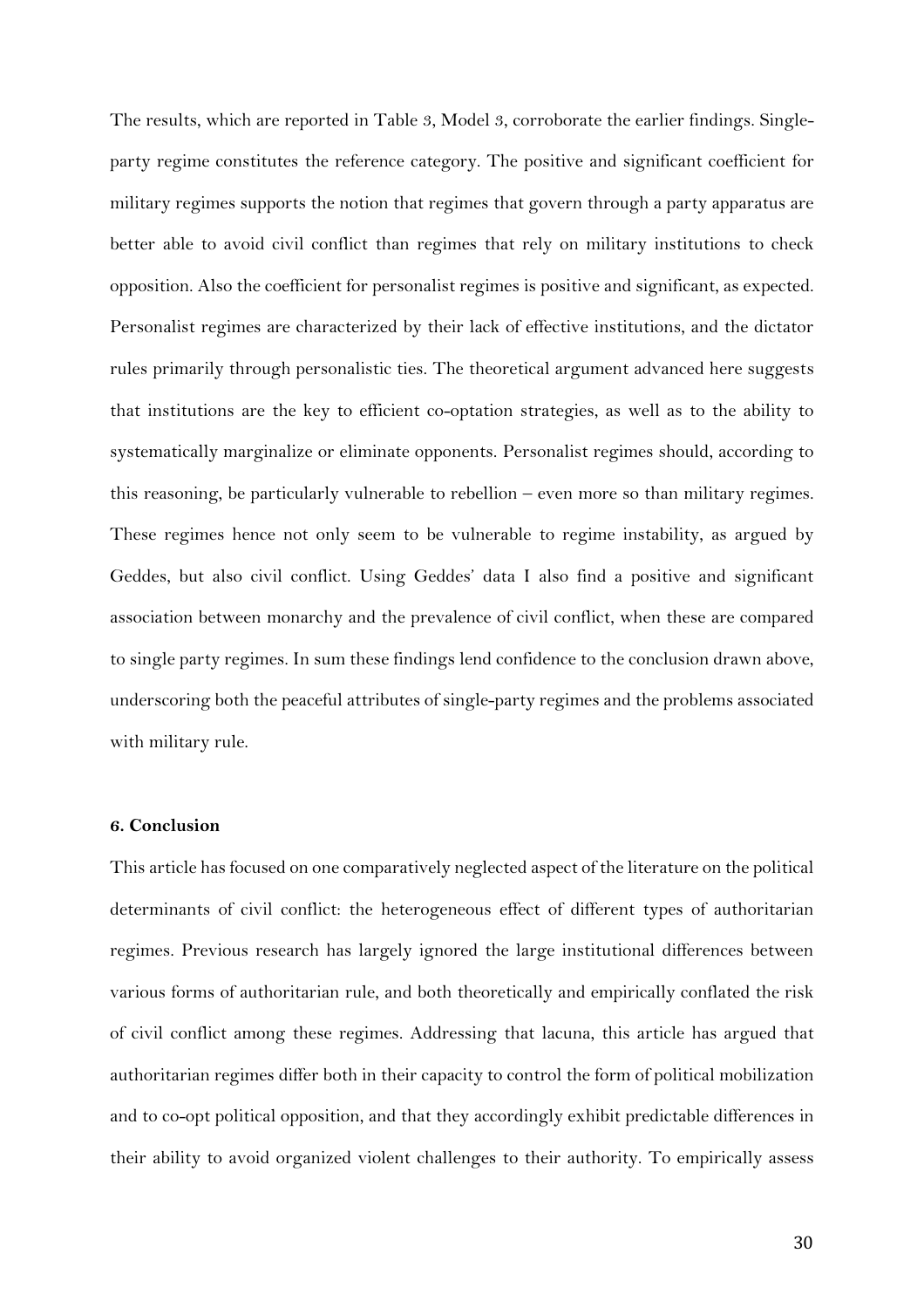The results, which are reported in Table 3, Model 3, corroborate the earlier findings. Single-party regime constitutes the reference category. The positive and significant coefficient for military regimes supports the notion that regimes that govern through a party apparatus are better able to avoid civil conflict than regimes that rely on military institutions to check opposition. Also the coefficient for personalist regimes is positive and significant, as expected. Personalist regimes are characterized by their lack of effective institutions, and the dictator rules primarily through personalistic ties. The theoretical argument advanced here suggests that institutions are the key to efficient co-optation strategies, as well as to the ability to systematically marginalize or eliminate opponents. Personalist regimes should, according to this reasoning, be particularly vulnerable to rebellion – even more so than military regimes. These regimes hence not only seem to be vulnerable to regime instability, as argued by Geddes, but also civil conflict. Using Geddes' data I also find a positive and significant association between monarchy and the prevalence of civil conflict, when these are compared to single party regimes. In sum these findings lend confidence to the conclusion drawn above, underscoring both the peaceful attributes of single-party regimes and the problems associated with military rule.

### 6. Conclusion

This article has focused on one comparatively neglected aspect of the literature on the political determinants of civil conflict: the heterogeneous effect of different types of authoritarian regimes. Previous research has largely ignored the large institutional differences between various forms of authoritarian rule, and both theoretically and empirically conflated the risk of civil conflict among these regimes. Addressing that lacuna, this article has argued that authoritarian regimes differ both in their capacity to control the form of political mobilization and to co-opt political opposition, and that they accordingly exhibit predictable differences in their ability to avoid organized violent challenges to their authority. To empirically assess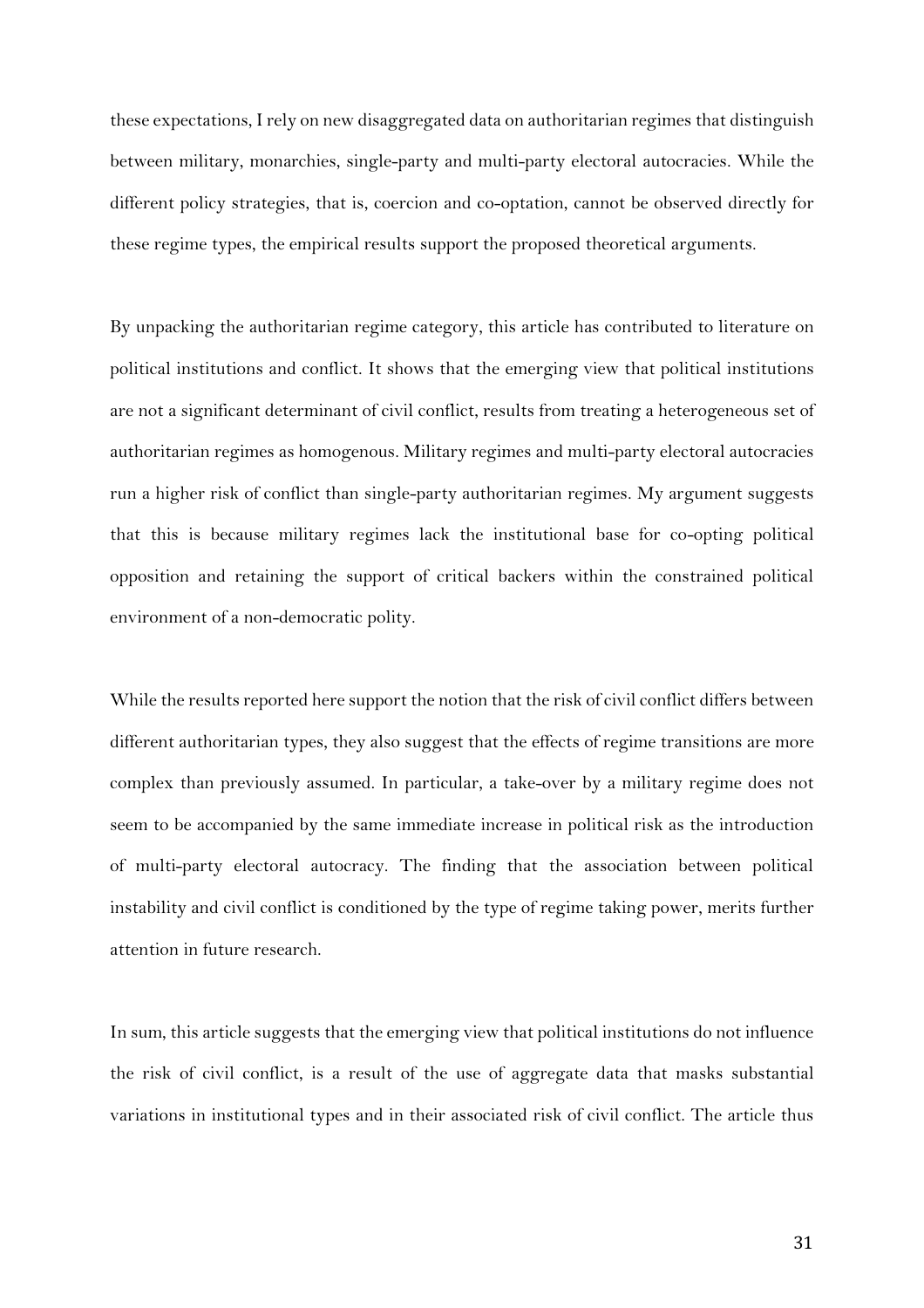these expectations, I rely on new disaggregated data on authoritarian regimes that distinguish between military, monarchies, single-party and multi-party electoral autocracies. While the different policy strategies, that is, coercion and co-optation, cannot be observed directly for these regime types, the empirical results support the proposed theoretical arguments.

By unpacking the authoritarian regime category, this article has contributed to literature on political institutions and conflict. It shows that the emerging view that political institutions are not a significant determinant of civil conflict, results from treating a heterogeneous set of authoritarian regimes as homogenous. Military regimes and multi-party electoral autocracies run a higher risk of conflict than single-party authoritarian regimes. My argument suggests that this is because military regimes lack the institutional base for co-opting political opposition and retaining the support of critical backers within the constrained political environment of a non-democratic polity.

While the results reported here support the notion that the risk of civil conflict differs between different authoritarian types, they also suggest that the effects of regime transitions are more complex than previously assumed. In particular, a take-over by a military regime does not seem to be accompanied by the same immediate increase in political risk as the introduction of multi-party electoral autocracy. The finding that the association between political instability and civil conflict is conditioned by the type of regime taking power, merits further attention in future research.

In sum, this article suggests that the emerging view that political institutions do not influence the risk of civil conflict, is a result of the use of aggregate data that masks substantial variations in institutional types and in their associated risk of civil conflict. The article thus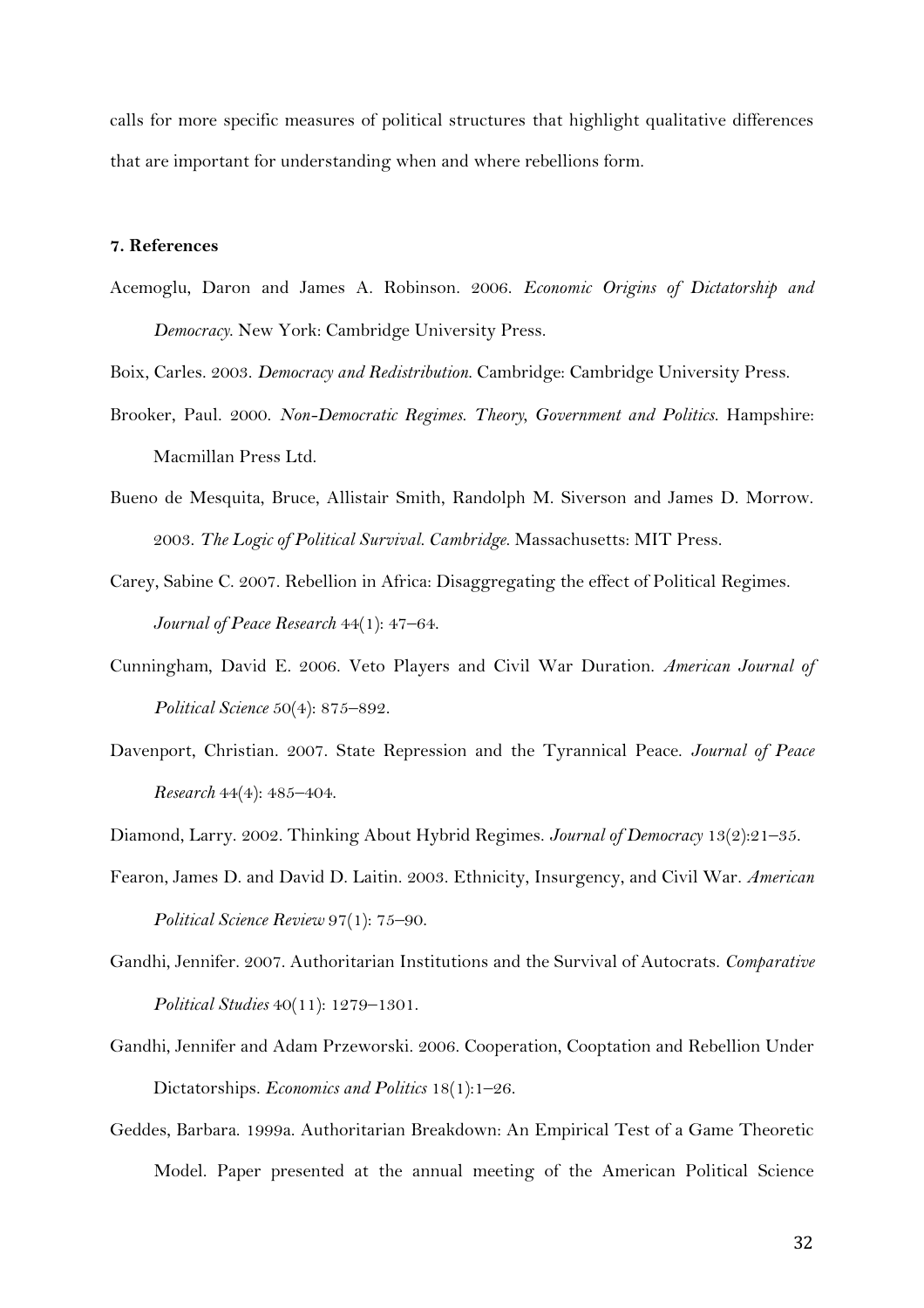calls for more specific measures of political structures that highlight qualitative differences that are important for understanding when and where rebellions form.

### 7. References

Acemoglu, Daron and James A. Robinson. 2006. *Economic Origins of Dictatorship and Democracy*. New York: Cambridge University Press.

Boix, Carles. 2003. *Democracy and Redistribution*. Cambridge: Cambridge University Press.

Brooker, Paul. 2000. *Non-Democratic Regimes. Theory, Government and Politics*. Hampshire: Macmillan Press Ltd.

Bueno de Mesquita, Bruce, Allistair Smith, Randolph M. Siverson and James D. Morrow. 2003. *The Logic of Political Survival. Cambridge*. Massachusetts: MIT Press.

Carey, Sabine C. 2007. Rebellion in Africa: Disaggregating the effect of Political Regimes. *Journal of Peace Research* 44(1): 47–64.

Cunningham, David E. 2006. Veto Players and Civil War Duration. *American Journal of Political Science* 50(4): 875–892.

Davenport, Christian. 2007. State Repression and the Tyrannical Peace. *Journal of Peace Research* 44(4): 485–404.

Diamond, Larry. 2002. Thinking About Hybrid Regimes. *Journal of Democracy* 13(2):21–35.

Fearon, James D. and David D. Laitin. 2003. Ethnicity, Insurgency, and Civil War. *American Political Science Review* 97(1): 75–90.

Gandhi, Jennifer. 2007. Authoritarian Institutions and the Survival of Autocrats. *Comparative Political Studies* 40(11): 1279–1301.

Gandhi, Jennifer and Adam Przeworski. 2006. Cooperation, Cooptation and Rebellion Under Dictatorships. *Economics and Politics* 18(1):1–26.

Geddes, Barbara. 1999a. Authoritarian Breakdown: An Empirical Test of a Game Theoretic Model. Paper presented at the annual meeting of the American Political Science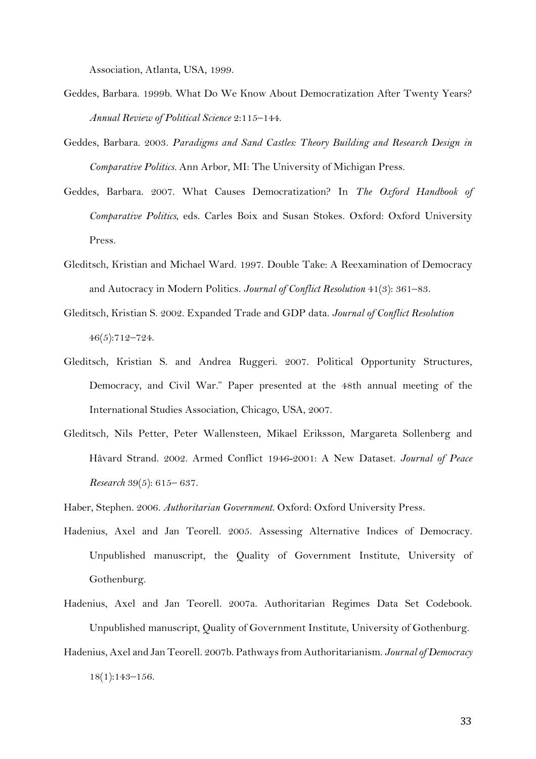Association, Atlanta, USA, 1999.

Geddes, Barbara. 1999b. What Do We Know About Democratization After Twenty Years? *Annual Review of Political Science* 2:115–144.

Geddes, Barbara. 2003. *Paradigms and Sand Castles: Theory Building and Research Design in Comparative Politics*. Ann Arbor, MI: The University of Michigan Press.

Geddes, Barbara. 2007. What Causes Democratization? In *The Oxford Handbook of Comparative Politics*, eds. Carles Boix and Susan Stokes. Oxford: Oxford University Press.

Gleditsch, Kristian and Michael Ward. 1997. Double Take: A Reexamination of Democracy and Autocracy in Modern Politics. *Journal of Conflict Resolution* 41(3): 361–83.

Gleditsch, Kristian S. 2002. Expanded Trade and GDP data. *Journal of Conflict Resolution* 46(5):712–724.

Gleditsch, Kristian S. and Andrea Ruggeri. 2007. Political Opportunity Structures, Democracy, and Civil War." Paper presented at the 48th annual meeting of the International Studies Association, Chicago, USA, 2007.

Gleditsch, Nils Petter, Peter Wallensteen, Mikael Eriksson, Margareta Sollenberg and Håvard Strand. 2002. Armed Conflict 1946-2001: A New Dataset. *Journal of Peace Research* 39(5): 615– 637.

Haber, Stephen. 2006. *Authoritarian Government*. Oxford: Oxford University Press.

Hadenius, Axel and Jan Teorell. 2005. Assessing Alternative Indices of Democracy. Unpublished manuscript, the Quality of Government Institute, University of Gothenburg.

Hadenius, Axel and Jan Teorell. 2007a. Authoritarian Regimes Data Set Codebook. Unpublished manuscript, Quality of Government Institute, University of Gothenburg.

Hadenius, Axel and Jan Teorell. 2007b. Pathways from Authoritarianism. *Journal of Democracy* 18(1):143–156.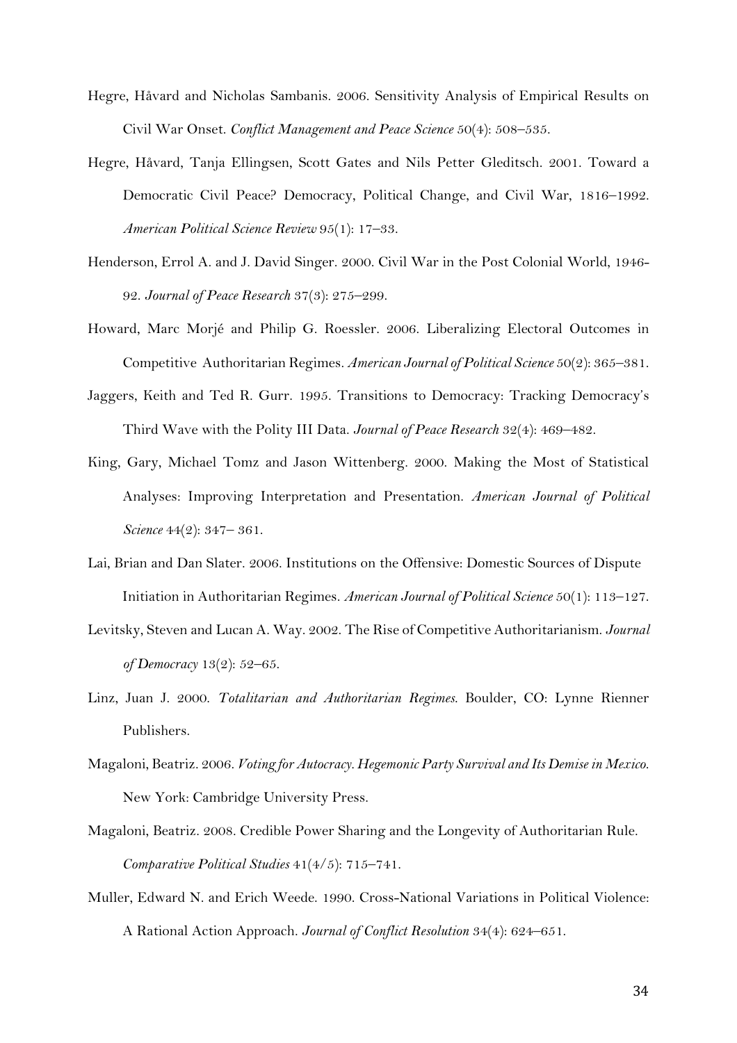Hegre, Håvard and Nicholas Sambanis. 2006. Sensitivity Analysis of Empirical Results on Civil War Onset. *Conflict Management and Peace Science* 50(4): 508–535.

Hegre, Håvard, Tanja Ellingsen, Scott Gates and Nils Petter Gleditsch. 2001. Toward a Democratic Civil Peace? Democracy, Political Change, and Civil War, 1816–1992. *American Political Science Review* 95(1): 17–33.

Henderson, Errol A. and J. David Singer. 2000. Civil War in the Post Colonial World, 1946-92. *Journal of Peace Research* 37(3): 275–299.

Howard, Marc Morjé and Philip G. Roessler. 2006. Liberalizing Electoral Outcomes in Competitive Authoritarian Regimes. *American Journal of Political Science* 50(2): 365–381.

Jaggers, Keith and Ted R. Gurr. 1995. Transitions to Democracy: Tracking Democracy's Third Wave with the Polity III Data. *Journal of Peace Research* 32(4): 469–482.

King, Gary, Michael Tomz and Jason Wittenberg. 2000. Making the Most of Statistical Analyses: Improving Interpretation and Presentation. *American Journal of Political Science* 44(2): 347– 361.

Lai, Brian and Dan Slater. 2006. Institutions on the Offensive: Domestic Sources of Dispute Initiation in Authoritarian Regimes. *American Journal of Political Science* 50(1): 113–127.

Levitsky, Steven and Lucan A. Way. 2002. The Rise of Competitive Authoritarianism. *Journal of Democracy* 13(2): 52–65.

Linz, Juan J. 2000. *Totalitarian and Authoritarian Regimes*. Boulder, CO: Lynne Rienner Publishers.

Magaloni, Beatriz. 2006. *Voting for Autocracy. Hegemonic Party Survival and Its Demise in Mexico.* New York: Cambridge University Press.

Magaloni, Beatriz. 2008. Credible Power Sharing and the Longevity of Authoritarian Rule. *Comparative Political Studies* 41(4/5): 715–741.

Muller, Edward N. and Erich Weede. 1990. Cross-National Variations in Political Violence: A Rational Action Approach. *Journal of Conflict Resolution* 34(4): 624–651.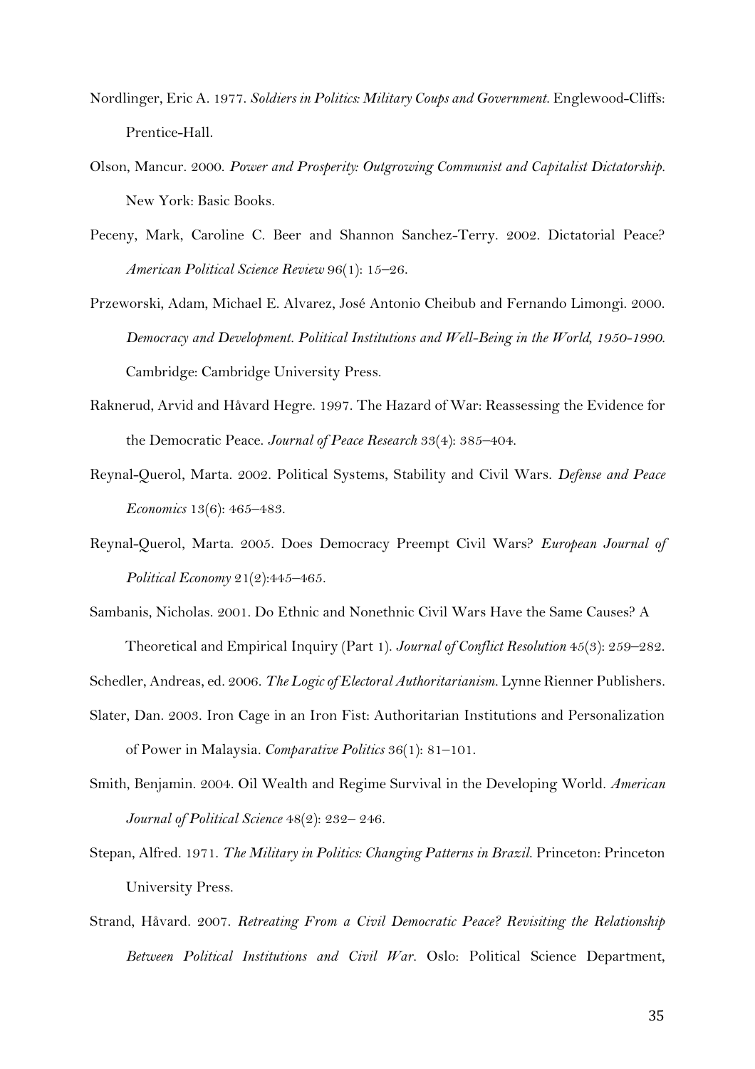Nordlinger, Eric A. 1977. *Soldiers in Politics: Military Coups and Government.* Englewood-Cliffs: Prentice-Hall.

Olson, Mancur. 2000. *Power and Prosperity: Outgrowing Communist and Capitalist Dictatorship.* New York: Basic Books.

Peceny, Mark, Caroline C. Beer and Shannon Sanchez-Terry. 2002. Dictatorial Peace? *American Political Science Review* 96(1): 15–26.

Przeworski, Adam, Michael E. Alvarez, José Antonio Cheibub and Fernando Limongi. 2000. *Democracy and Development. Political Institutions and Well-Being in the World, 1950-1990.* Cambridge: Cambridge University Press.

Raknerud, Arvid and Håvard Hegre. 1997. The Hazard of War: Reassessing the Evidence for the Democratic Peace. *Journal of Peace Research* 33(4): 385–404.

Reynal-Querol, Marta. 2002. Political Systems, Stability and Civil Wars. *Defense and Peace Economics* 13(6): 465–483.

Reynal-Querol, Marta. 2005. Does Democracy Preempt Civil Wars? *European Journal of Political Economy* 21(2):445–465.

Sambanis, Nicholas. 2001. Do Ethnic and Nonethnic Civil Wars Have the Same Causes? A Theoretical and Empirical Inquiry (Part 1). *Journal of Conflict Resolution* 45(3): 259–282.

Schedler, Andreas, ed. 2006. *The Logic of Electoral Authoritarianism.* Lynne Rienner Publishers.

Slater, Dan. 2003. Iron Cage in an Iron Fist: Authoritarian Institutions and Personalization of Power in Malaysia. *Comparative Politics* 36(1): 81–101.

Smith, Benjamin. 2004. Oil Wealth and Regime Survival in the Developing World. *American Journal of Political Science* 48(2): 232– 246.

Stepan, Alfred. 1971. *The Military in Politics: Changing Patterns in Brazil.* Princeton: Princeton University Press.

Strand, Håvard. 2007. *Retreating From a Civil Democratic Peace? Revisiting the Relationship Between Political Institutions and Civil War.* Oslo: Political Science Department,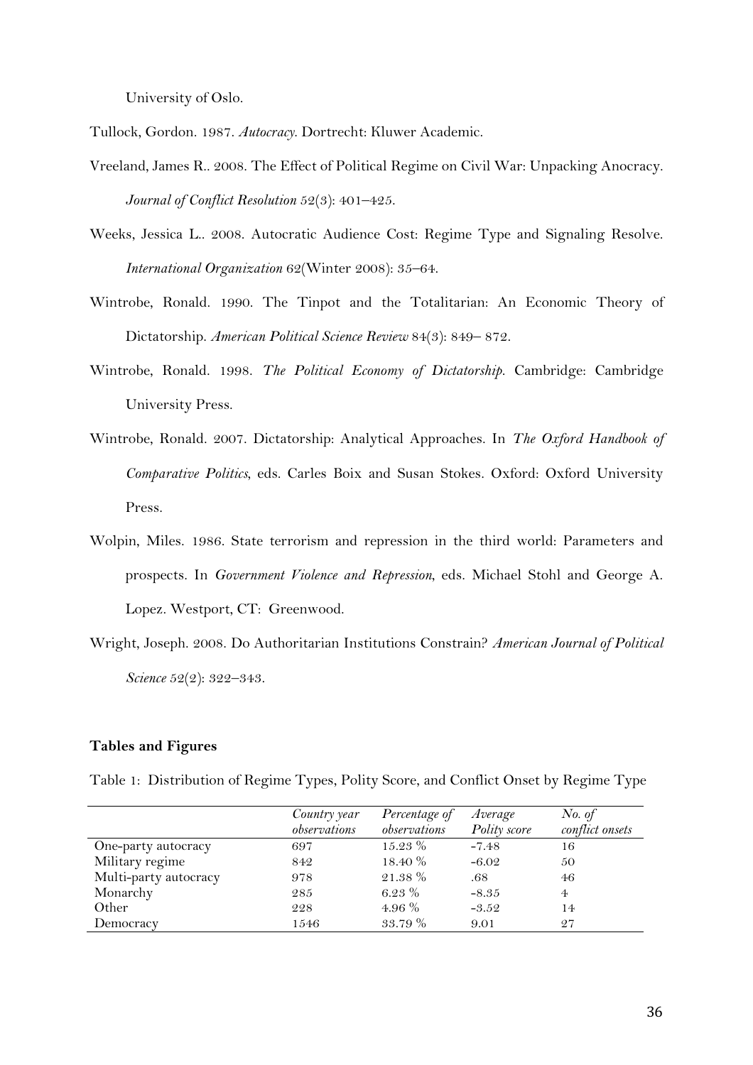University of Oslo.

Tullock, Gordon. 1987. *Autocracy*. Dortrecht: Kluwer Academic.

Vreeland, James R.. 2008. The Effect of Political Regime on Civil War: Unpacking Anocracy. *Journal of Conflict Resolution* 52(3): 401–425.

Weeks, Jessica L.. 2008. Autocratic Audience Cost: Regime Type and Signaling Resolve. *International Organization* 62(Winter 2008): 35–64.

Wintrobe, Ronald. 1990. The Tinpot and the Totalitarian: An Economic Theory of Dictatorship. *American Political Science Review* 84(3): 849– 872.

Wintrobe, Ronald. 1998. *The Political Economy of Dictatorship*. Cambridge: Cambridge University Press.

Wintrobe, Ronald. 2007. Dictatorship: Analytical Approaches. In *The Oxford Handbook of Comparative Politics*, eds. Carles Boix and Susan Stokes. Oxford: Oxford University Press.

Wolpin, Miles. 1986. State terrorism and repression in the third world: Parameters and prospects. In *Government Violence and Repression*, eds. Michael Stohl and George A. Lopez. Westport, CT: Greenwood.

Wright, Joseph. 2008. Do Authoritarian Institutions Constrain? *American Journal of Political Science* 52(2): 322–343.

**Tables and Figures**

Table 1: Distribution of Regime Types, Polity Score, and Conflict Onset by Regime Type

| | *Country year observations* | *Percentage of observations* | *Average Polity score* | *No. of conflict onsets* |
|---|---|---|---|---|
| One-party autocracy | 697 | 15.23 % | -7.48 | 16 |
| Military regime | 842 | 18.40 % | -6.02 | 50 |
| Multi-party autocracy | 978 | 21.38 % | .68 | 46 |
| Monarchy | 285 | 6.23 % | -8.35 | 4 |
| Other | 228 | 4.96 % | -3.52 | 14 |
| Democracy | 1546 | 33.79 % | 9.01 | 27 |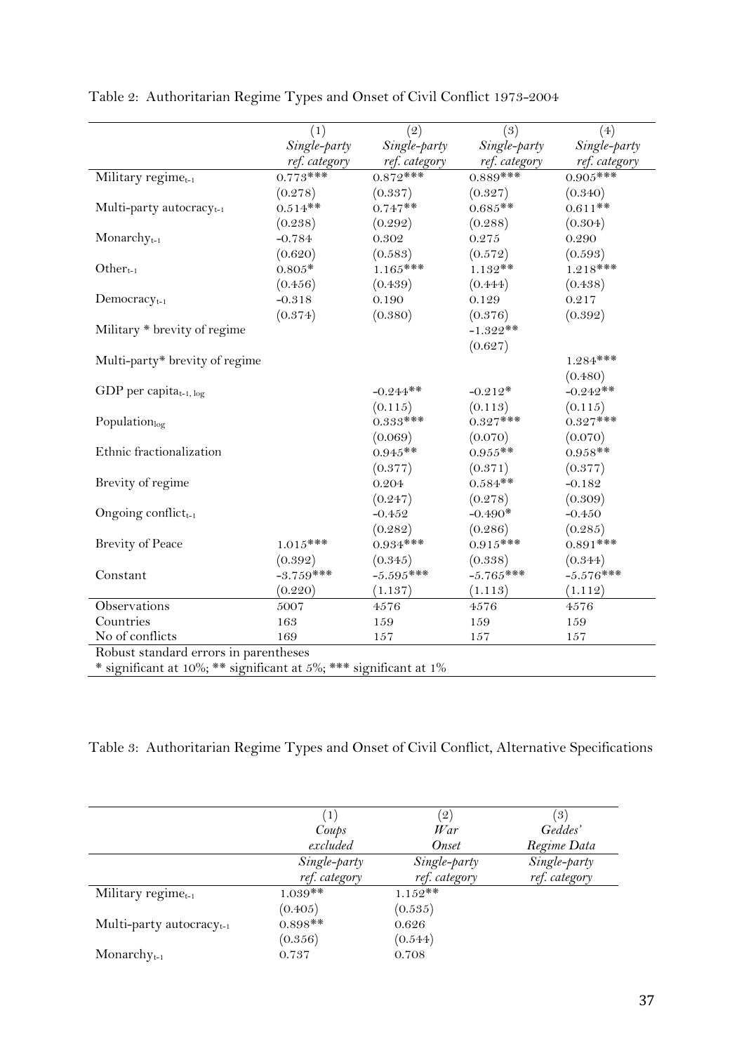Table 2: Authoritarian Regime Types and Onset of Civil Conflict 1973-2004

| | (1) | (2) | (3) | (4) |
|---|---|---|---|---|
| | *Single-party ref. category* | *Single-party ref. category* | *Single-party ref. category* | *Single-party ref. category* |
| Military regime$_{t-1}$ | 0.773*** | 0.872*** | 0.889*** | 0.905*** |
| | (0.278) | (0.337) | (0.327) | (0.340) |
| Multi-party autocracy$_{t-1}$ | 0.514** | 0.747** | 0.685** | 0.611** |
| | (0.238) | (0.292) | (0.288) | (0.304) |
| Monarchy$_{t-1}$ | -0.784 | 0.302 | 0.275 | 0.290 |
| | (0.620) | (0.583) | (0.572) | (0.593) |
| Other$_{t-1}$ | 0.805* | 1.165*** | 1.132** | 1.218*** |
| | (0.456) | (0.439) | (0.444) | (0.438) |
| Democracy$_{t-1}$ | -0.318 | 0.190 | 0.129 | 0.217 |
| | (0.374) | (0.380) | (0.376) | (0.392) |
| Military * brevity of regime | | | -1.322** | |
| | | | (0.627) | |
| Multi-party* brevity of regime | | | | 1.284*** |
| | | | | (0.480) |
| GDP per capita$_{t-1, \log}$ | | -0.244** | -0.212* | -0.242** |
| | | (0.115) | (0.113) | (0.115) |
| Population$_{\log}$ | | 0.333*** | 0.327*** | 0.327*** |
| | | (0.069) | (0.070) | (0.070) |
| Ethnic fractionalization | | 0.945** | 0.955** | 0.958** |
| | | (0.377) | (0.371) | (0.377) |
| Brevity of regime | | 0.204 | 0.584** | -0.182 |
| | | (0.247) | (0.278) | (0.309) |
| Ongoing conflict$_{t-1}$ | | -0.452 | -0.490* | -0.450 |
| | | (0.282) | (0.286) | (0.285) |
| Brevity of Peace | 1.015*** | 0.934*** | 0.915*** | 0.891*** |
| | (0.392) | (0.345) | (0.338) | (0.344) |
| Constant | -3.759*** | -5.595*** | -5.765*** | -5.576*** |
| | (0.220) | (1.137) | (1.113) | (1.112) |
| Observations | 5007 | 4576 | 4576 | 4576 |
| Countries | 163 | 159 | 159 | 159 |
| No of conflicts | 169 | 157 | 157 | 157 |

Robust standard errors in parentheses
* significant at 10%; ** significant at 5%; *** significant at 1%

Table 3: Authoritarian Regime Types and Onset of Civil Conflict, Alternative Specifications

| | (1) *Coups excluded* | (2) *War Onset* | (3) *Geddes' Regime Data* |
|---|---|---|---|
| | *Single-party ref. category* | *Single-party ref. category* | *Single-party ref. category* |
| Military regime$_{t-1}$ | 1.039** | 1.152** | |
| | (0.405) | (0.535) | |
| Multi-party autocracy$_{t-1}$ | 0.898** | 0.626 | |
| | (0.356) | (0.544) | |
| Monarchy$_{t-1}$ | 0.737 | 0.708 | |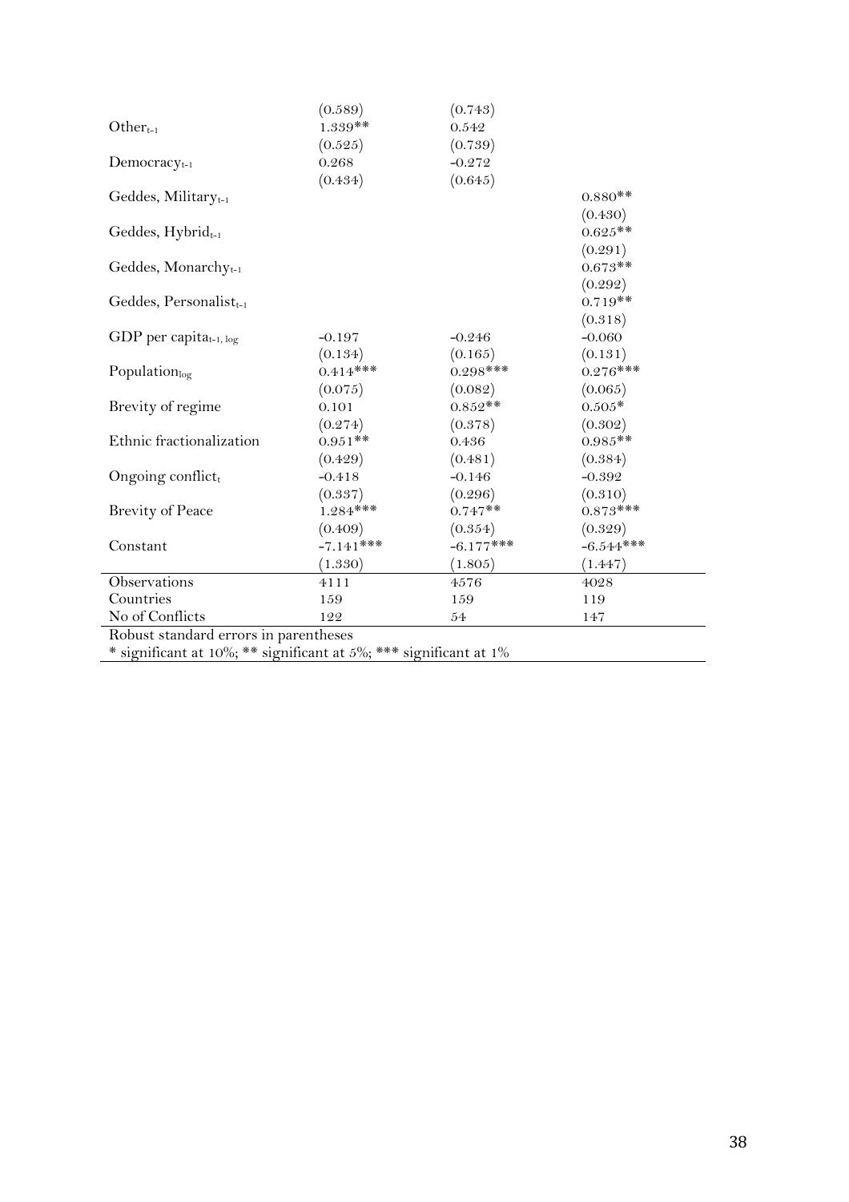| | | | |
|---|---|---|---|
| | (0.589) | (0.743) | |
| $Other_{t-1}$ | 1.339** | 0.542 | |
| | (0.525) | (0.739) | |
| $Democracy_{t-1}$ | 0.268 | -0.272 | |
| | (0.434) | (0.645) | |
| Geddes, $Military_{t-1}$ | | | 0.880** |
| | | | (0.430) |
| Geddes, $Hybrid_{t-1}$ | | | 0.625** |
| | | | (0.291) |
| Geddes, $Monarchy_{t-1}$ | | | 0.673** |
| | | | (0.292) |
| Geddes, $Personalist_{t-1}$ | | | 0.719** |
| | | | (0.318) |
| GDP per $capita_{t-1, log}$ | -0.197 | -0.246 | -0.060 |
| | (0.134) | (0.165) | (0.131) |
| $Population_{log}$ | 0.414*** | 0.298*** | 0.276*** |
| | (0.075) | (0.082) | (0.065) |
| Brevity of regime | 0.101 | 0.852** | 0.505* |
| | (0.274) | (0.378) | (0.302) |
| Ethnic fractionalization | 0.951** | 0.436 | 0.985** |
| | (0.429) | (0.481) | (0.384) |
| Ongoing $conflict_t$ | -0.418 | -0.146 | -0.392 |
| | (0.337) | (0.296) | (0.310) |
| Brevity of Peace | 1.284*** | 0.747** | 0.873*** |
| | (0.409) | (0.354) | (0.329) |
| Constant | -7.141*** | -6.177*** | -6.544*** |
| | (1.330) | (1.805) | (1.447) |
| Observations | 4111 | 4576 | 4028 |
| Countries | 159 | 159 | 119 |
| No of Conflicts | 122 | 54 | 147 |

Robust standard errors in parentheses
* significant at 10%; ** significant at 5%; *** significant at 1%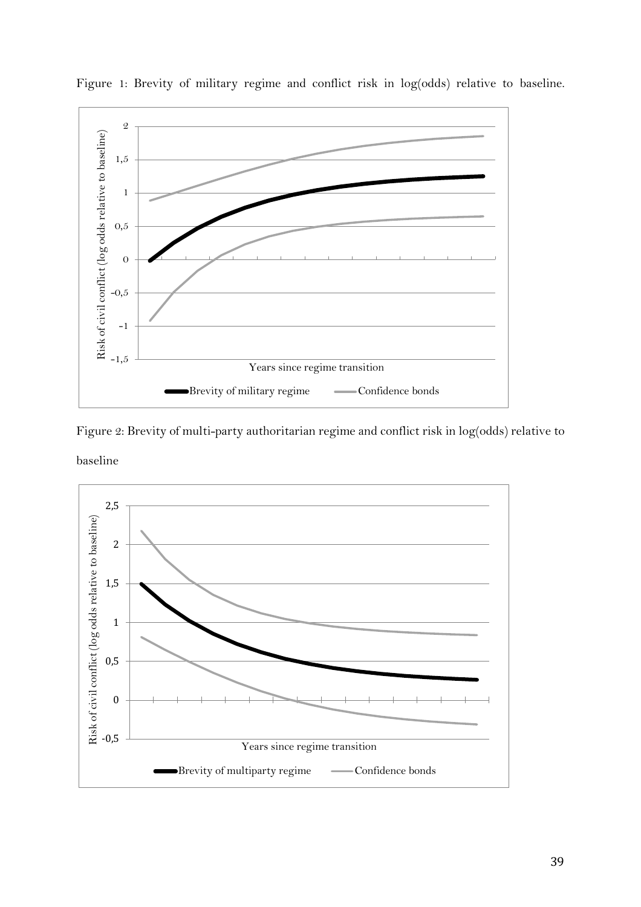Figure 1: Brevity of military regime and conflict risk in log(odds) relative to baseline.

Risk of civil conflict (log odds relative to baseline)

2

1,5

1

0,5

0

-0,5

-1

-1,5

Years since regime transition

Brevity of military regime

Confidence bonds

Figure 2: Brevity of multi-party authoritarian regime and conflict risk in log(odds) relative to baseline

Risk of civil conflict (log odds relative to baseline)

2,5

2

1,5

1

0,5

0

-0,5

Years since regime transition

Brevity of multiparty regime

Confidence bonds